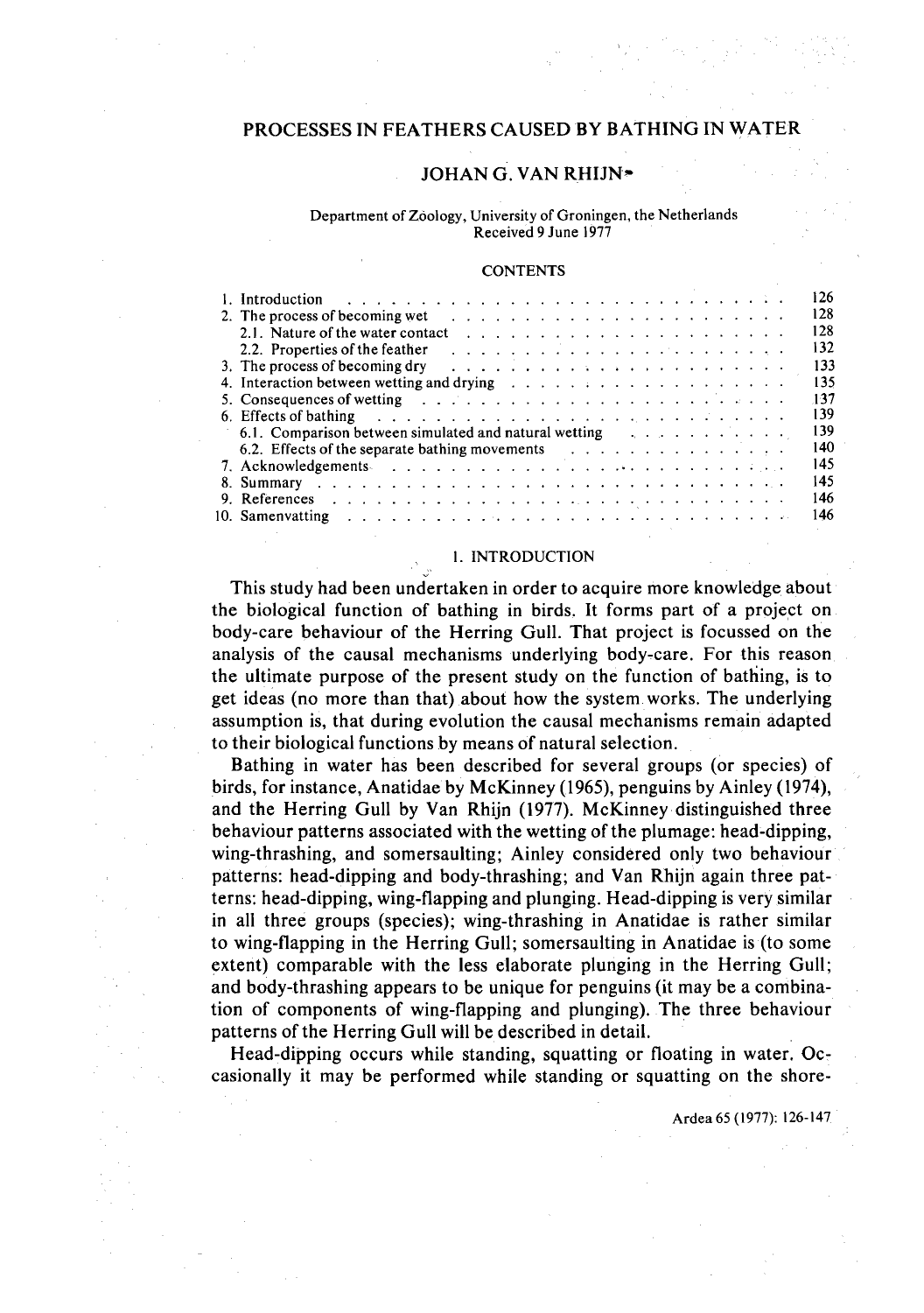# PROCESSES IN FEATHERS CAUSED BY BATHING IN WATER

## JOHAN G. VAN RHIJN*

Department of Zoology, University of Groningen, the Netherlands
Received 9 June 1977

### CONTENTS

| | |
|---|---|
| 1. Introduction | 126 |
| 2. The process of becoming wet | 128 |
| 2.1. Nature of the water contact | 128 |
| 2.2. Properties of the feather | 132 |
| 3. The process of becoming dry | 133 |
| 4. Interaction between wetting and drying | 135 |
| 5. Consequences of wetting | 137 |
| 6. Effects of bathing | 139 |
| 6.1. Comparison between simulated and natural wetting | 139 |
| 6.2. Effects of the separate bathing movements | 140 |
| 7. Acknowledgements | 145 |
| 8. Summary | 145 |
| 9. References | 146 |
| 10. Samenvatting | 146 |

## 1. INTRODUCTION

This study had been undertaken in order to acquire more knowledge about the biological function of bathing in birds. It forms part of a project on body-care behaviour of the Herring Gull. That project is focussed on the analysis of the causal mechanisms underlying body-care. For this reason the ultimate purpose of the present study on the function of bathing, is to get ideas (no more than that) about how the system works. The underlying assumption is, that during evolution the causal mechanisms remain adapted to their biological functions by means of natural selection.

Bathing in water has been described for several groups (or species) of birds, for instance, Anatidae by McKinney (1965), penguins by Ainley (1974), and the Herring Gull by Van Rhijn (1977). McKinney distinguished three behaviour patterns associated with the wetting of the plumage: head-dipping, wing-thrashing, and somersaulting; Ainley considered only two behaviour patterns: head-dipping and body-thrashing; and Van Rhijn again three patterns: head-dipping, wing-flapping and plunging. Head-dipping is very similar in all three groups (species); wing-thrashing in Anatidae is rather similar to wing-flapping in the Herring Gull; somersaulting in Anatidae is (to some extent) comparable with the less elaborate plunging in the Herring Gull; and body-thrashing appears to be unique for penguins (it may be a combination of components of wing-flapping and plunging). The three behaviour patterns of the Herring Gull will be described in detail.

Head-dipping occurs while standing, squatting or floating in water. Occasionally it may be performed while standing or squatting on the shore-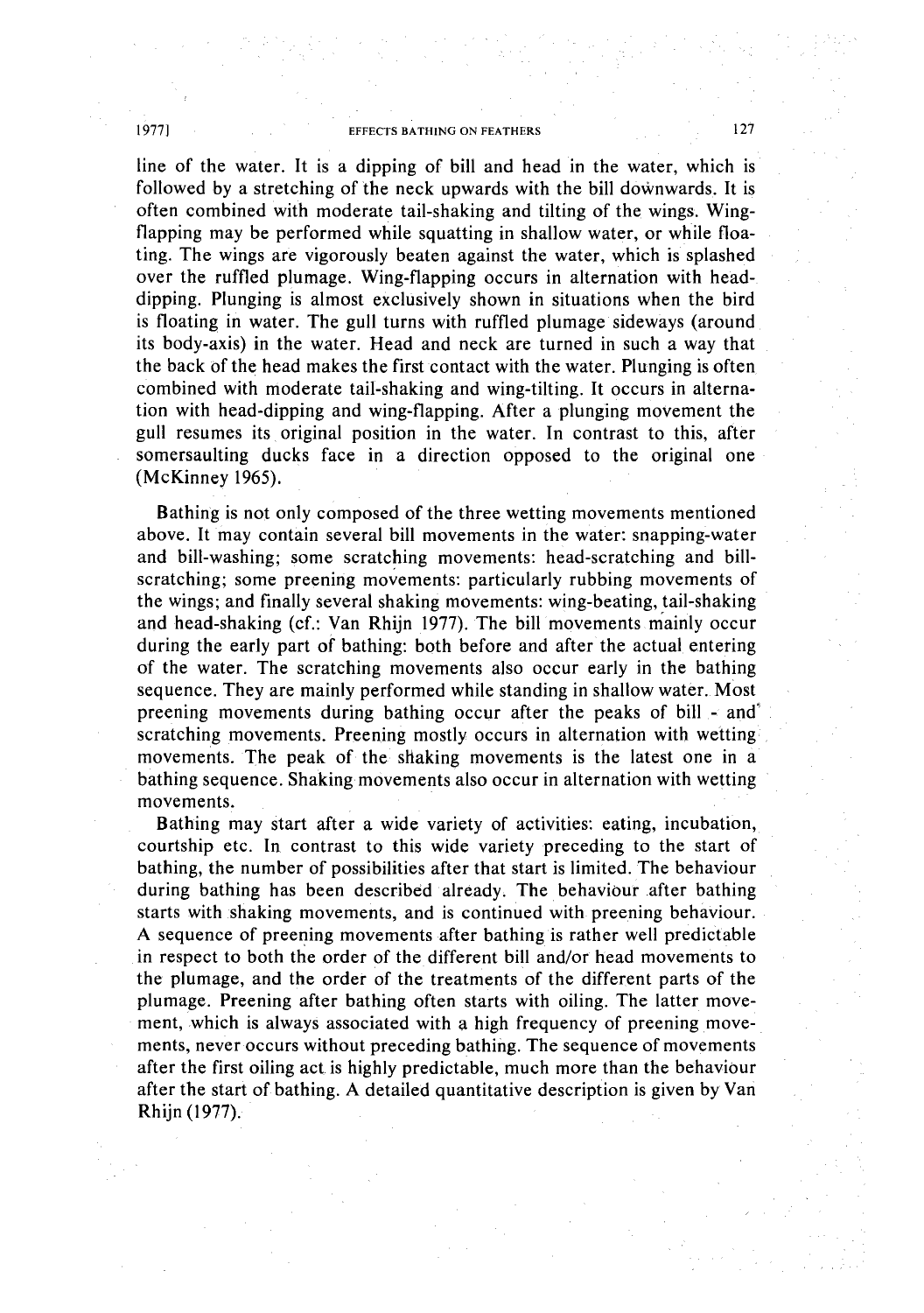line of the water. It is a dipping of bill and head in the water, which is followed by a stretching of the neck upwards with the bill downwards. It is often combined with moderate tail-shaking and tilting of the wings. Wing-flapping may be performed while squatting in shallow water, or while floating. The wings are vigorously beaten against the water, which is splashed over the ruffled plumage. Wing-flapping occurs in alternation with head-dipping. Plunging is almost exclusively shown in situations when the bird is floating in water. The gull turns with ruffled plumage sideways (around its body-axis) in the water. Head and neck are turned in such a way that the back of the head makes the first contact with the water. Plunging is often combined with moderate tail-shaking and wing-tilting. It occurs in alternation with head-dipping and wing-flapping. After a plunging movement the gull resumes its original position in the water. In contrast to this, after somersaulting ducks face in a direction opposed to the original one (McKinney 1965).

Bathing is not only composed of the three wetting movements mentioned above. It may contain several bill movements in the water: snapping-water and bill-washing; some scratching movements: head-scratching and bill-scratching; some preening movements: particularly rubbing movements of the wings; and finally several shaking movements: wing-beating, tail-shaking and head-shaking (cf.: Van Rhijn 1977). The bill movements mainly occur during the early part of bathing: both before and after the actual entering of the water. The scratching movements also occur early in the bathing sequence. They are mainly performed while standing in shallow water. Most preening movements during bathing occur after the peaks of bill - and scratching movements. Preening mostly occurs in alternation with wetting movements. The peak of the shaking movements is the latest one in a bathing sequence. Shaking movements also occur in alternation with wetting movements.

Bathing may start after a wide variety of activities: eating, incubation, courtship etc. In contrast to this wide variety preceding to the start of bathing, the number of possibilities after that start is limited. The behaviour during bathing has been described already. The behaviour after bathing starts with shaking movements, and is continued with preening behaviour. A sequence of preening movements after bathing is rather well predictable in respect to both the order of the different bill and/or head movements to the plumage, and the order of the treatments of the different parts of the plumage. Preening after bathing often starts with oiling. The latter movement, which is always associated with a high frequency of preening movements, never occurs without preceding bathing. The sequence of movements after the first oiling act is highly predictable, much more than the behaviour after the start of bathing. A detailed quantitative description is given by Van Rhijn (1977).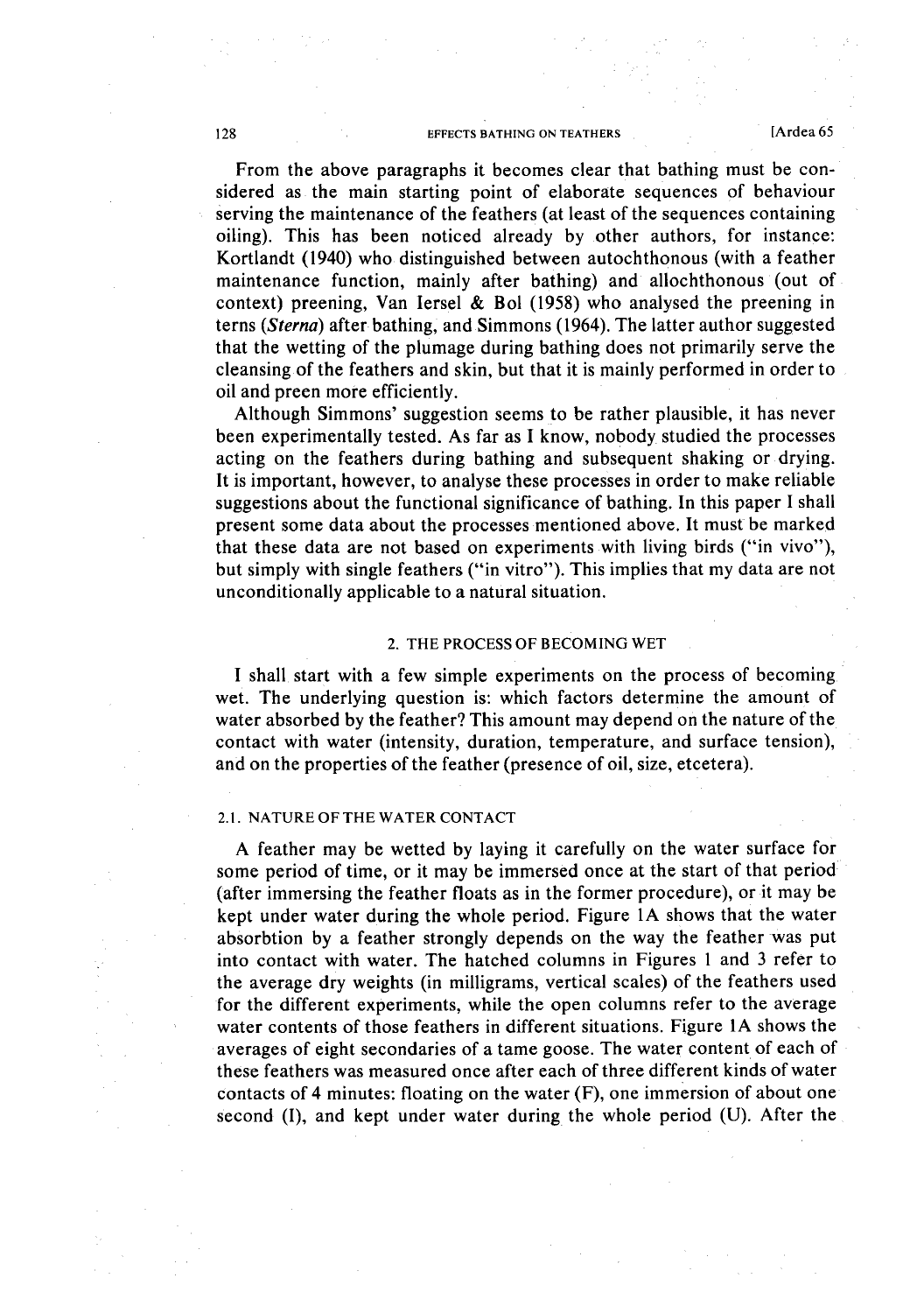From the above paragraphs it becomes clear that bathing must be considered as the main starting point of elaborate sequences of behaviour serving the maintenance of the feathers (at least of the sequences containing oiling). This has been noticed already by other authors, for instance: Kortlandt (1940) who distinguished between autochthonous (with a feather maintenance function, mainly after bathing) and allochthonous (out of context) preening, Van Iersel & Bol (1958) who analysed the preening in terns (*Sterna*) after bathing, and Simmons (1964). The latter author suggested that the wetting of the plumage during bathing does not primarily serve the cleansing of the feathers and skin, but that it is mainly performed in order to oil and preen more efficiently.

Although Simmons' suggestion seems to be rather plausible, it has never been experimentally tested. As far as I know, nobody studied the processes acting on the feathers during bathing and subsequent shaking or drying. It is important, however, to analyse these processes in order to make reliable suggestions about the functional significance of bathing. In this paper I shall present some data about the processes mentioned above. It must be marked that these data are not based on experiments with living birds ("in vivo"), but simply with single feathers ("in vitro"). This implies that my data are not unconditionally applicable to a natural situation.

## 2. THE PROCESS OF BECOMING WET

I shall start with a few simple experiments on the process of becoming wet. The underlying question is: which factors determine the amount of water absorbed by the feather? This amount may depend on the nature of the contact with water (intensity, duration, temperature, and surface tension), and on the properties of the feather (presence of oil, size, etcetera).

### 2.1. NATURE OF THE WATER CONTACT

A feather may be wetted by laying it carefully on the water surface for some period of time, or it may be immersed once at the start of that period (after immersing the feather floats as in the former procedure), or it may be kept under water during the whole period. Figure 1A shows that the water absorbtion by a feather strongly depends on the way the feather was put into contact with water. The hatched columns in Figures 1 and 3 refer to the average dry weights (in milligrams, vertical scales) of the feathers used for the different experiments, while the open columns refer to the average water contents of those feathers in different situations. Figure 1A shows the averages of eight secondaries of a tame goose. The water content of each of these feathers was measured once after each of three different kinds of water contacts of 4 minutes: floating on the water (F), one immersion of about one second (I), and kept under water during the whole period (U). After the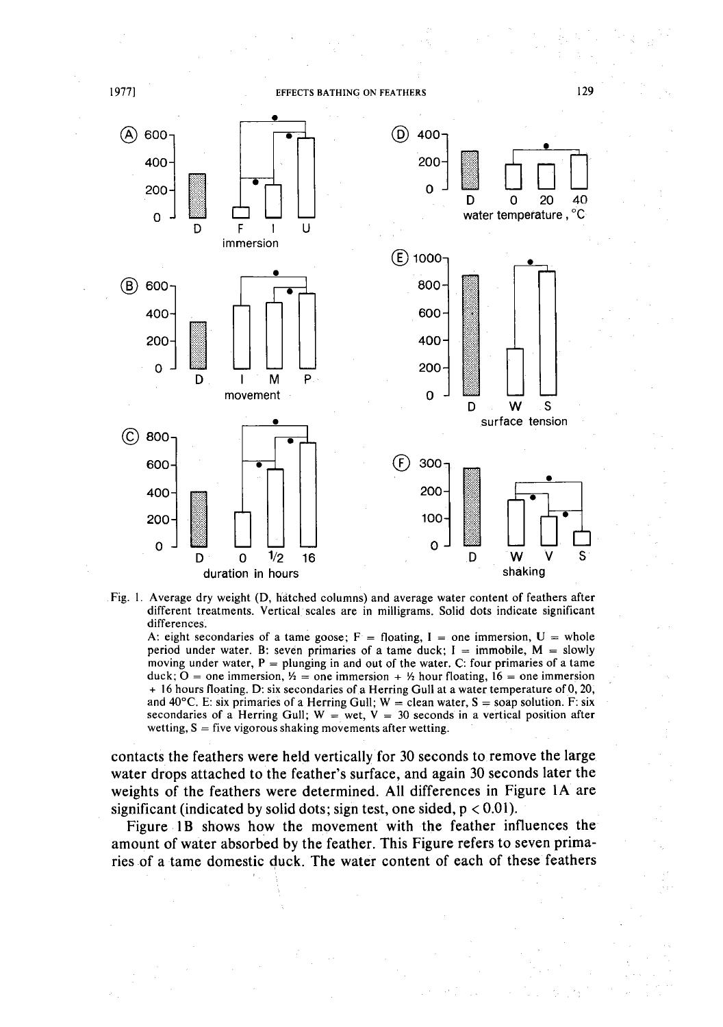Fig. 1. Average dry weight (D, hatched columns) and average water content of feathers after different treatments. Vertical scales are in milligrams. Solid dots indicate significant differences.
A: eight secondaries of a tame goose; F = floating, I = one immersion, U = whole period under water. B: seven primaries of a tame duck; I = immobile, M = slowly moving under water, P = plunging in and out of the water. C: four primaries of a tame duck; O = one immersion, ½ = one immersion + ½ hour floating, 16 = one immersion + 16 hours floating. D: six secondaries of a Herring Gull at a water temperature of 0, 20, and 40°C. E: six primaries of a Herring Gull; W = clean water, S = soap solution. F: six secondaries of a Herring Gull; W = wet, V = 30 seconds in a vertical position after wetting, S = five vigorous shaking movements after wetting.

contacts the feathers were held vertically for 30 seconds to remove the large water drops attached to the feather's surface, and again 30 seconds later the weights of the feathers were determined. All differences in Figure 1A are significant (indicated by solid dots; sign test, one sided, $p < 0.01$).

Figure 1B shows how the movement with the feather influences the amount of water absorbed by the feather. This Figure refers to seven primaries of a tame domestic duck. The water content of each of these feathers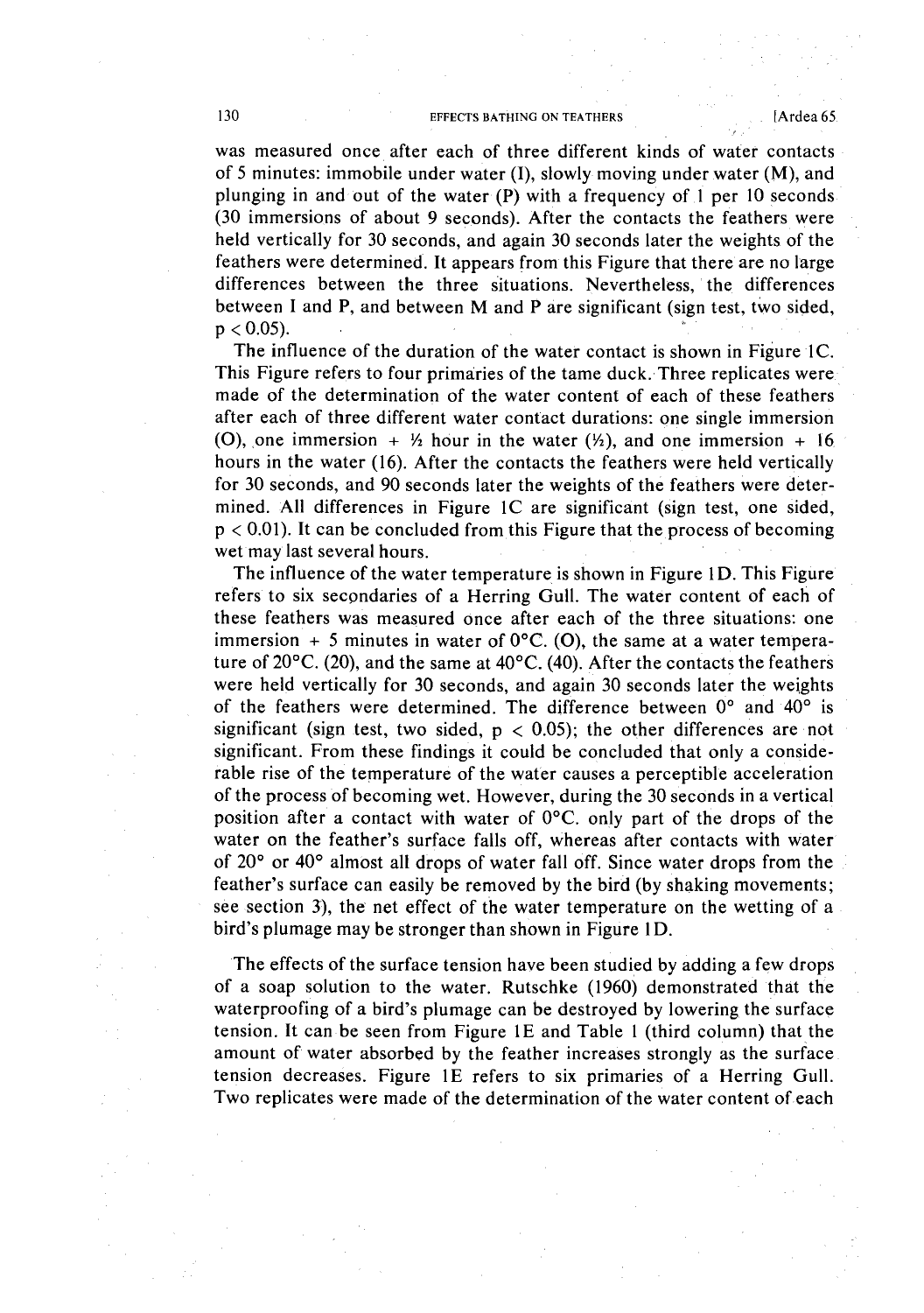was measured once after each of three different kinds of water contacts of 5 minutes: immobile under water (I), slowly moving under water (M), and plunging in and out of the water (P) with a frequency of 1 per 10 seconds (30 immersions of about 9 seconds). After the contacts the feathers were held vertically for 30 seconds, and again 30 seconds later the weights of the feathers were determined. It appears from this Figure that there are no large differences between the three situations. Nevertheless, the differences between I and P, and between M and P are significant (sign test, two sided, $p < 0.05$).

The influence of the duration of the water contact is shown in Figure 1C. This Figure refers to four primaries of the tame duck. Three replicates were made of the determination of the water content of each of these feathers after each of three different water contact durations: one single immersion (O), one immersion + ½ hour in the water (½), and one immersion + 16 hours in the water (16). After the contacts the feathers were held vertically for 30 seconds, and 90 seconds later the weights of the feathers were determined. All differences in Figure 1C are significant (sign test, one sided, $p < 0.01$). It can be concluded from this Figure that the process of becoming wet may last several hours.

The influence of the water temperature is shown in Figure 1D. This Figure refers to six secondaries of a Herring Gull. The water content of each of these feathers was measured once after each of the three situations: one immersion + 5 minutes in water of 0°C. (O), the same at a water temperature of 20°C. (20), and the same at 40°C. (40). After the contacts the feathers were held vertically for 30 seconds, and again 30 seconds later the weights of the feathers were determined. The difference between 0° and 40° is significant (sign test, two sided, $p < 0.05$); the other differences are not significant. From these findings it could be concluded that only a considerable rise of the temperature of the water causes a perceptible acceleration of the process of becoming wet. However, during the 30 seconds in a vertical position after a contact with water of 0°C. only part of the drops of the water on the feather's surface falls off, whereas after contacts with water of 20° or 40° almost all drops of water fall off. Since water drops from the feather's surface can easily be removed by the bird (by shaking movements; see section 3), the net effect of the water temperature on the wetting of a bird's plumage may be stronger than shown in Figure 1D.

The effects of the surface tension have been studied by adding a few drops of a soap solution to the water. Rutschke (1960) demonstrated that the waterproofing of a bird's plumage can be destroyed by lowering the surface tension. It can be seen from Figure 1E and Table 1 (third column) that the amount of water absorbed by the feather increases strongly as the surface tension decreases. Figure 1E refers to six primaries of a Herring Gull. Two replicates were made of the determination of the water content of each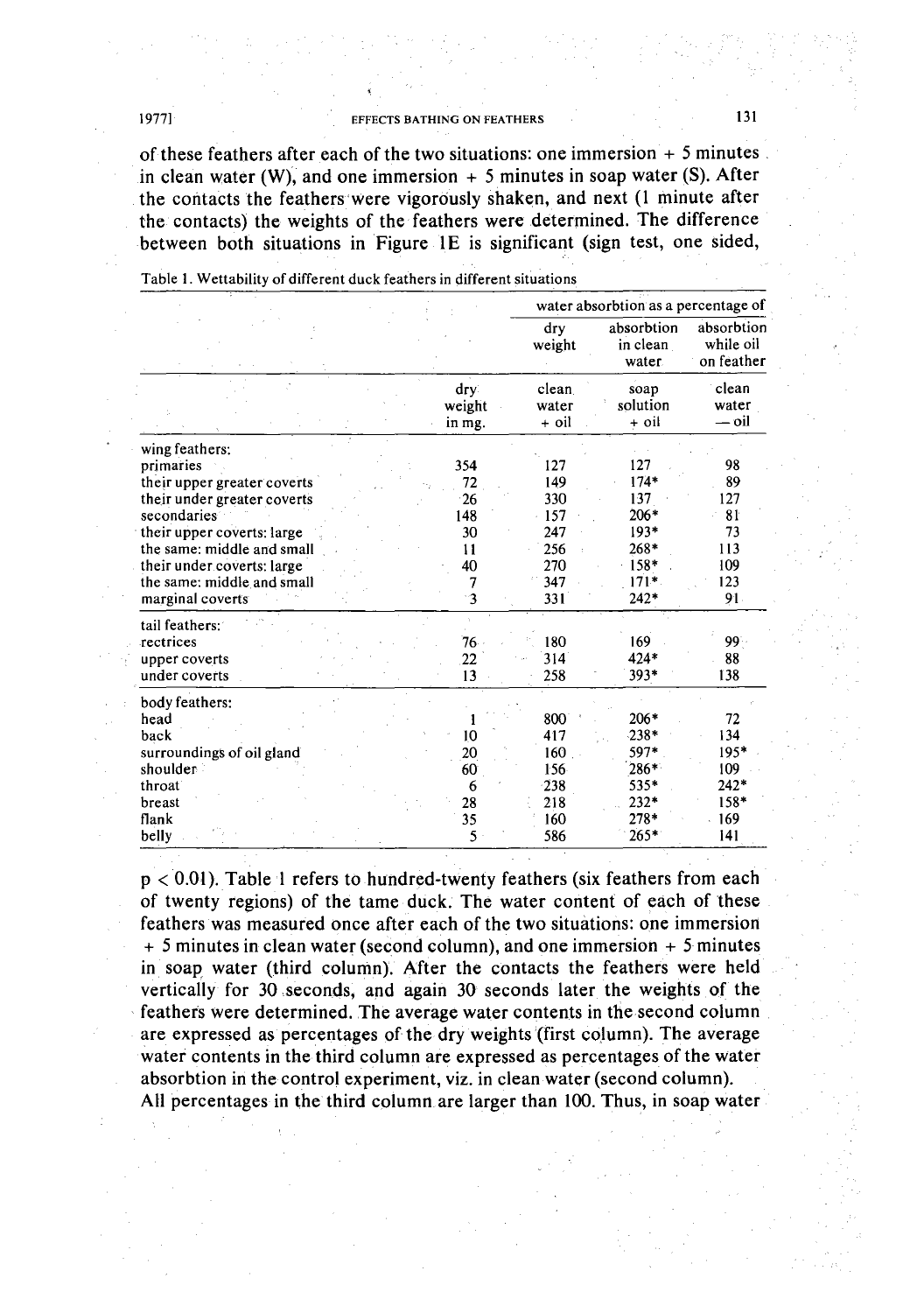of these feathers after each of the two situations: one immersion + 5 minutes in clean water (W), and one immersion + 5 minutes in soap water (S). After the contacts the feathers were vigorously shaken, and next (1 minute after the contacts) the weights of the feathers were determined. The difference between both situations in Figure 1E is significant (sign test, one sided,

Table 1. Wettability of different duck feathers in different situations

| | | water absorbtion as a percentage of | | |
|---|---|---|---|---|
| | | dry weight | absorbtion in clean water | absorbtion while oil on feather |
| | dry weight in mg. | clean water + oil | soap solution + oil | clean water — oil |
| **wing feathers:** | | | | |
| primaries | 354 | 127 | 127 | 98 |
| their upper greater coverts | 72 | 149 | 174* | 89 |
| their under greater coverts | 26 | 330 | 137 | 127 |
| secondaries | 148 | 157 | 206* | 81 |
| their upper coverts: large | 30 | 247 | 193* | 73 |
| the same: middle and small | 11 | 256 | 268* | 113 |
| their under coverts: large | 40 | 270 | 158* | 109 |
| the same: middle and small | 7 | 347 | 171* | 123 |
| marginal coverts | 3 | 331 | 242* | 91 |
| **tail feathers:** | | | | |
| rectrices | 76 | 180 | 169 | 99 |
| upper coverts | 22 | 314 | 424* | 88 |
| under coverts | 13 | 258 | 393* | 138 |
| **body feathers:** | | | | |
| head | 1 | 800 | 206* | 72 |
| back | 10 | 417 | 238* | 134 |
| surroundings of oil gland | 20 | 160 | 597* | 195* |
| shoulder | 60 | 156 | 286* | 109 |
| throat | 6 | 238 | 535* | 242* |
| breast | 28 | 218 | 232* | 158* |
| flank | 35 | 160 | 278* | 169 |
| belly | 5 | 586 | 265* | 141 |

$p < 0.01$). Table 1 refers to hundred-twenty feathers (six feathers from each of twenty regions) of the tame duck. The water content of each of these feathers was measured once after each of the two situations: one immersion + 5 minutes in clean water (second column), and one immersion + 5 minutes in soap water (third column). After the contacts the feathers were held vertically for 30 seconds, and again 30 seconds later the weights of the feathers were determined. The average water contents in the second column are expressed as percentages of the dry weights (first column). The average water contents in the third column are expressed as percentages of the water absorbtion in the control experiment, viz. in clean water (second column). All percentages in the third column are larger than 100. Thus, in soap water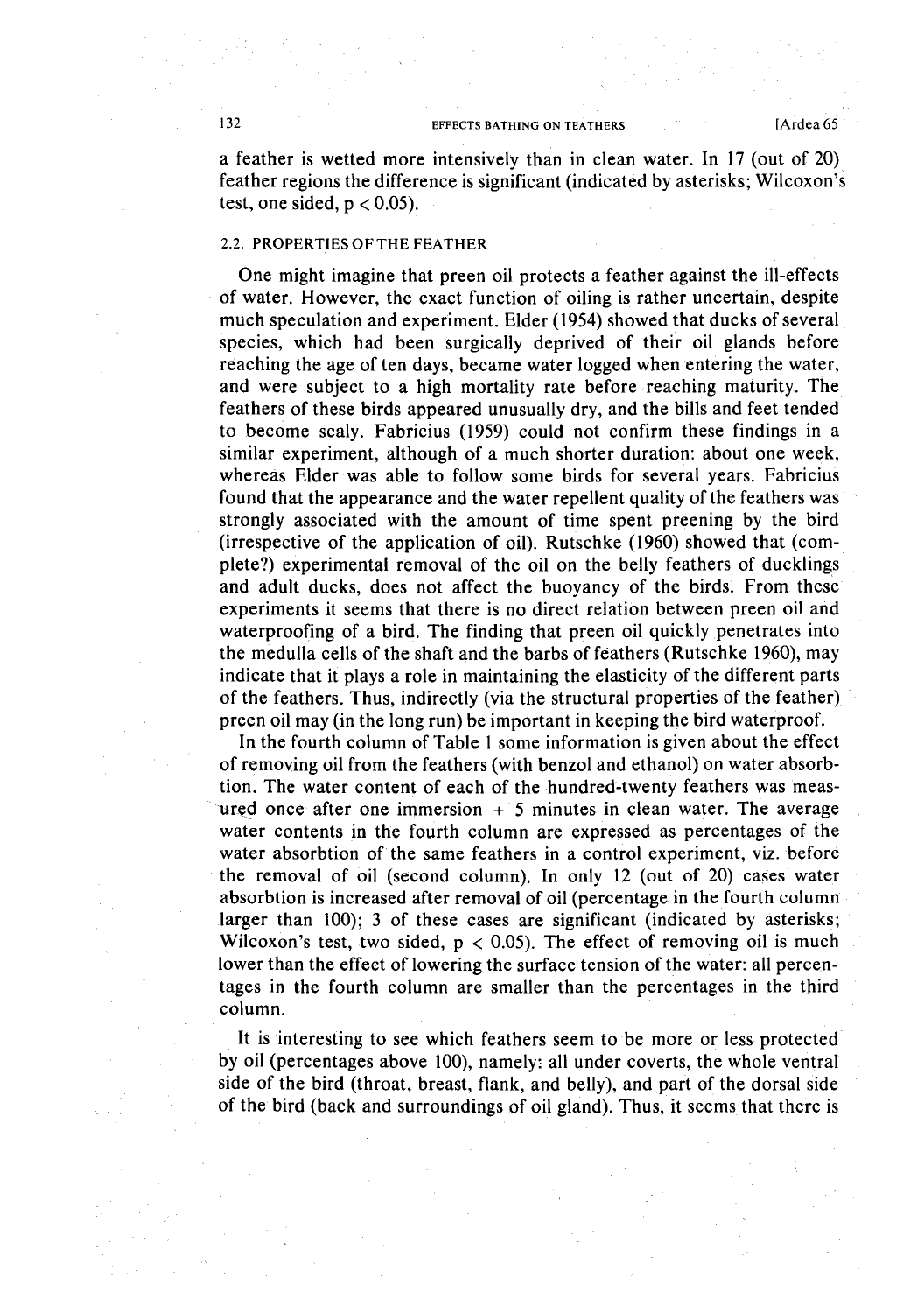a feather is wetted more intensively than in clean water. In 17 (out of 20) feather regions the difference is significant (indicated by asterisks; Wilcoxon's test, one sided, $p < 0.05$).

### 2.2. PROPERTIES OF THE FEATHER

One might imagine that preen oil protects a feather against the ill-effects of water. However, the exact function of oiling is rather uncertain, despite much speculation and experiment. Elder (1954) showed that ducks of several species, which had been surgically deprived of their oil glands before reaching the age of ten days, became water logged when entering the water, and were subject to a high mortality rate before reaching maturity. The feathers of these birds appeared unusually dry, and the bills and feet tended to become scaly. Fabricius (1959) could not confirm these findings in a similar experiment, although of a much shorter duration: about one week, whereas Elder was able to follow some birds for several years. Fabricius found that the appearance and the water repellent quality of the feathers was strongly associated with the amount of time spent preening by the bird (irrespective of the application of oil). Rutschke (1960) showed that (complete?) experimental removal of the oil on the belly feathers of ducklings and adult ducks, does not affect the buoyancy of the birds. From these experiments it seems that there is no direct relation between preen oil and waterproofing of a bird. The finding that preen oil quickly penetrates into the medulla cells of the shaft and the barbs of feathers (Rutschke 1960), may indicate that it plays a role in maintaining the elasticity of the different parts of the feathers. Thus, indirectly (via the structural properties of the feather) preen oil may (in the long run) be important in keeping the bird waterproof.

In the fourth column of Table 1 some information is given about the effect of removing oil from the feathers (with benzol and ethanol) on water absorbtion. The water content of each of the hundred-twenty feathers was measured once after one immersion + 5 minutes in clean water. The average water contents in the fourth column are expressed as percentages of the water absorbtion of the same feathers in a control experiment, viz. before the removal of oil (second column). In only 12 (out of 20) cases water absorbtion is increased after removal of oil (percentage in the fourth column larger than 100); 3 of these cases are significant (indicated by asterisks; Wilcoxon's test, two sided, $p < 0.05$). The effect of removing oil is much lower than the effect of lowering the surface tension of the water: all percentages in the fourth column are smaller than the percentages in the third column.

It is interesting to see which feathers seem to be more or less protected by oil (percentages above 100), namely: all under coverts, the whole ventral side of the bird (throat, breast, flank, and belly), and part of the dorsal side of the bird (back and surroundings of oil gland). Thus, it seems that there is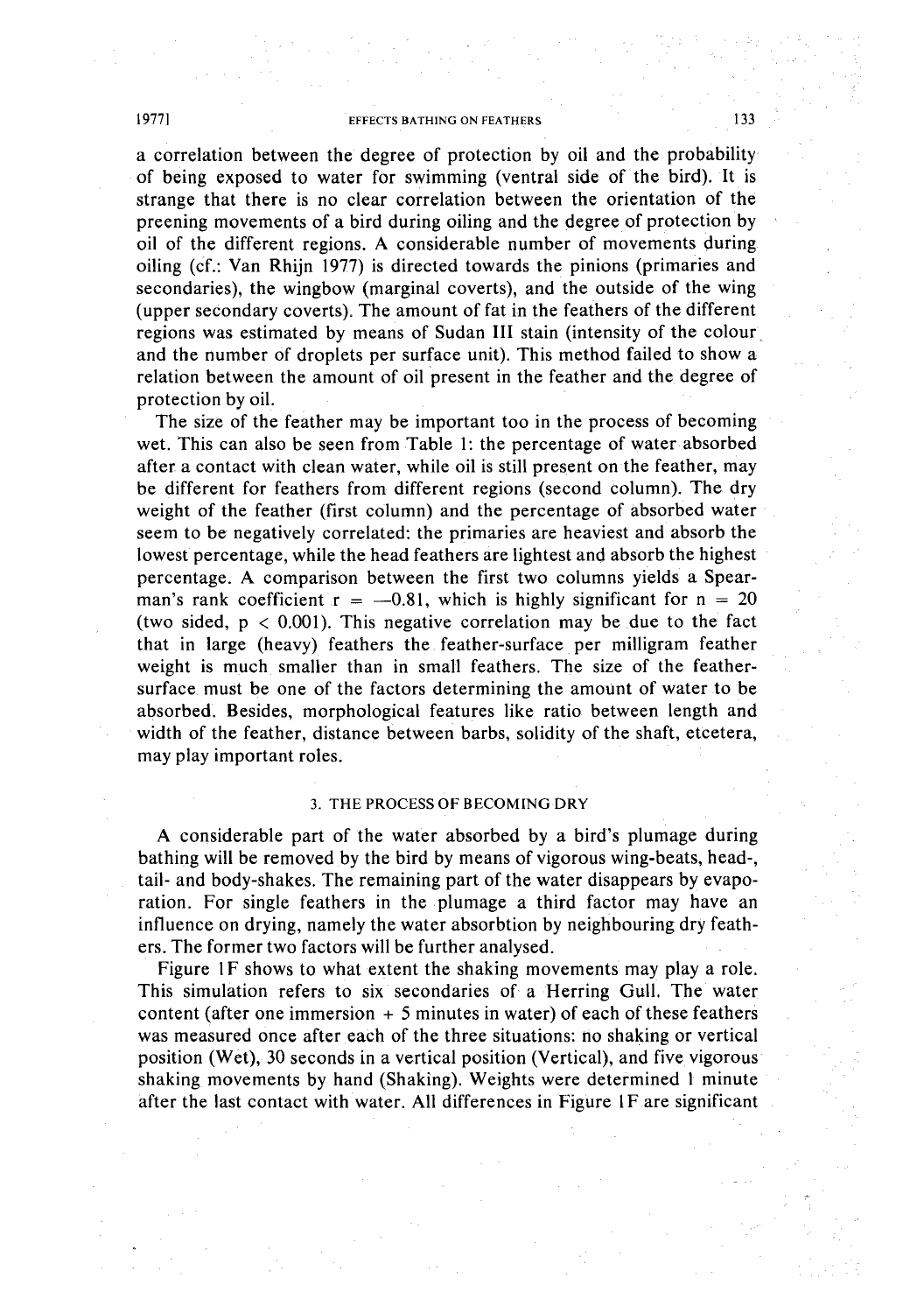a correlation between the degree of protection by oil and the probability of being exposed to water for swimming (ventral side of the bird). It is strange that there is no clear correlation between the orientation of the preening movements of a bird during oiling and the degree of protection by oil of the different regions. A considerable number of movements during oiling (cf.: Van Rhijn 1977) is directed towards the pinions (primaries and secondaries), the wingbow (marginal coverts), and the outside of the wing (upper secondary coverts). The amount of fat in the feathers of the different regions was estimated by means of Sudan III stain (intensity of the colour and the number of droplets per surface unit). This method failed to show a relation between the amount of oil present in the feather and the degree of protection by oil.

The size of the feather may be important too in the process of becoming wet. This can also be seen from Table 1: the percentage of water absorbed after a contact with clean water, while oil is still present on the feather, may be different for feathers from different regions (second column). The dry weight of the feather (first column) and the percentage of absorbed water seem to be negatively correlated: the primaries are heaviest and absorb the lowest percentage, while the head feathers are lightest and absorb the highest percentage. A comparison between the first two columns yields a Spearman's rank coefficient $r = -0.81$, which is highly significant for $n = 20$ (two sided, $p < 0.001$). This negative correlation may be due to the fact that in large (heavy) feathers the feather-surface per milligram feather weight is much smaller than in small feathers. The size of the feather-surface must be one of the factors determining the amount of water to be absorbed. Besides, morphological features like ratio between length and width of the feather, distance between barbs, solidity of the shaft, etcetera, may play important roles.

## 3. THE PROCESS OF BECOMING DRY

A considerable part of the water absorbed by a bird's plumage during bathing will be removed by the bird by means of vigorous wing-beats, head-, tail- and body-shakes. The remaining part of the water disappears by evaporation. For single feathers in the plumage a third factor may have an influence on drying, namely the water absorbtion by neighbouring dry feathers. The former two factors will be further analysed.

Figure 1F shows to what extent the shaking movements may play a role. This simulation refers to six secondaries of a Herring Gull. The water content (after one immersion + 5 minutes in water) of each of these feathers was measured once after each of the three situations: no shaking or vertical position (Wet), 30 seconds in a vertical position (Vertical), and five vigorous shaking movements by hand (Shaking). Weights were determined 1 minute after the last contact with water. All differences in Figure 1F are significant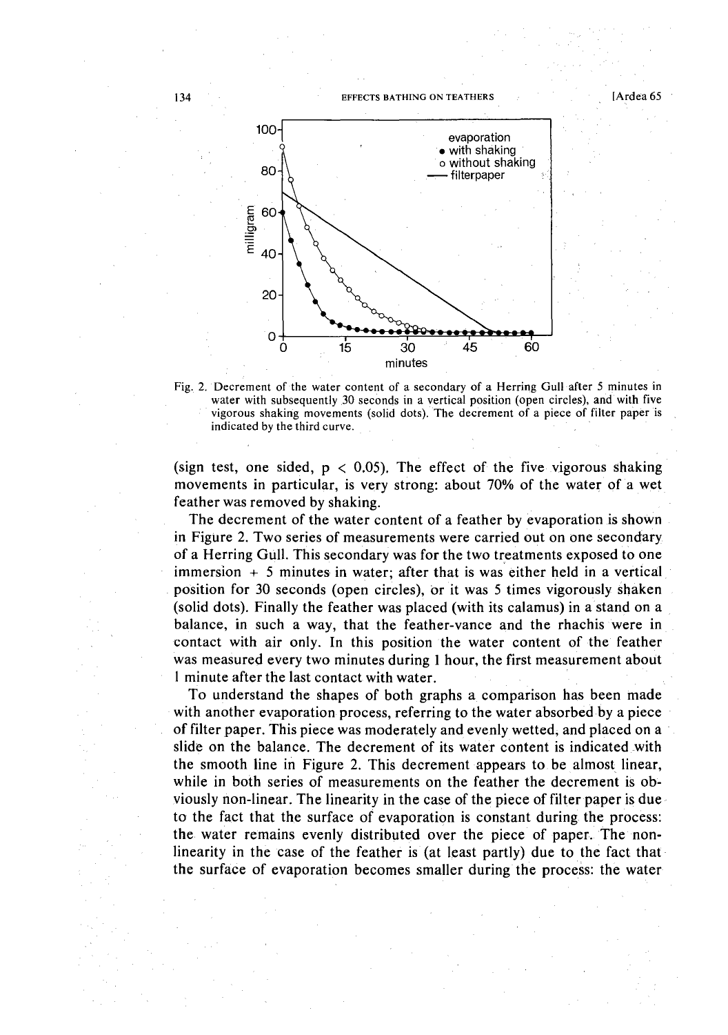Fig. 2. Decrement of the water content of a secondary of a Herring Gull after 5 minutes in water with subsequently 30 seconds in a vertical position (open circles), and with five vigorous shaking movements (solid dots). The decrement of a piece of filter paper is indicated by the third curve.

(sign test, one sided, $p < 0.05$). The effect of the five vigorous shaking movements in particular, is very strong: about 70% of the water of a wet feather was removed by shaking.

The decrement of the water content of a feather by evaporation is shown in Figure 2. Two series of measurements were carried out on one secondary of a Herring Gull. This secondary was for the two treatments exposed to one immersion + 5 minutes in water; after that is was either held in a vertical position for 30 seconds (open circles), or it was 5 times vigorously shaken (solid dots). Finally the feather was placed (with its calamus) in a stand on a balance, in such a way, that the feather-vance and the rhachis were in contact with air only. In this position the water content of the feather was measured every two minutes during 1 hour, the first measurement about 1 minute after the last contact with water.

To understand the shapes of both graphs a comparison has been made with another evaporation process, referring to the water absorbed by a piece of filter paper. This piece was moderately and evenly wetted, and placed on a slide on the balance. The decrement of its water content is indicated with the smooth line in Figure 2. This decrement appears to be almost linear, while in both series of measurements on the feather the decrement is obviously non-linear. The linearity in the case of the piece of filter paper is due to the fact that the surface of evaporation is constant during the process: the water remains evenly distributed over the piece of paper. The non-linearity in the case of the feather is (at least partly) due to the fact that the surface of evaporation becomes smaller during the process: the water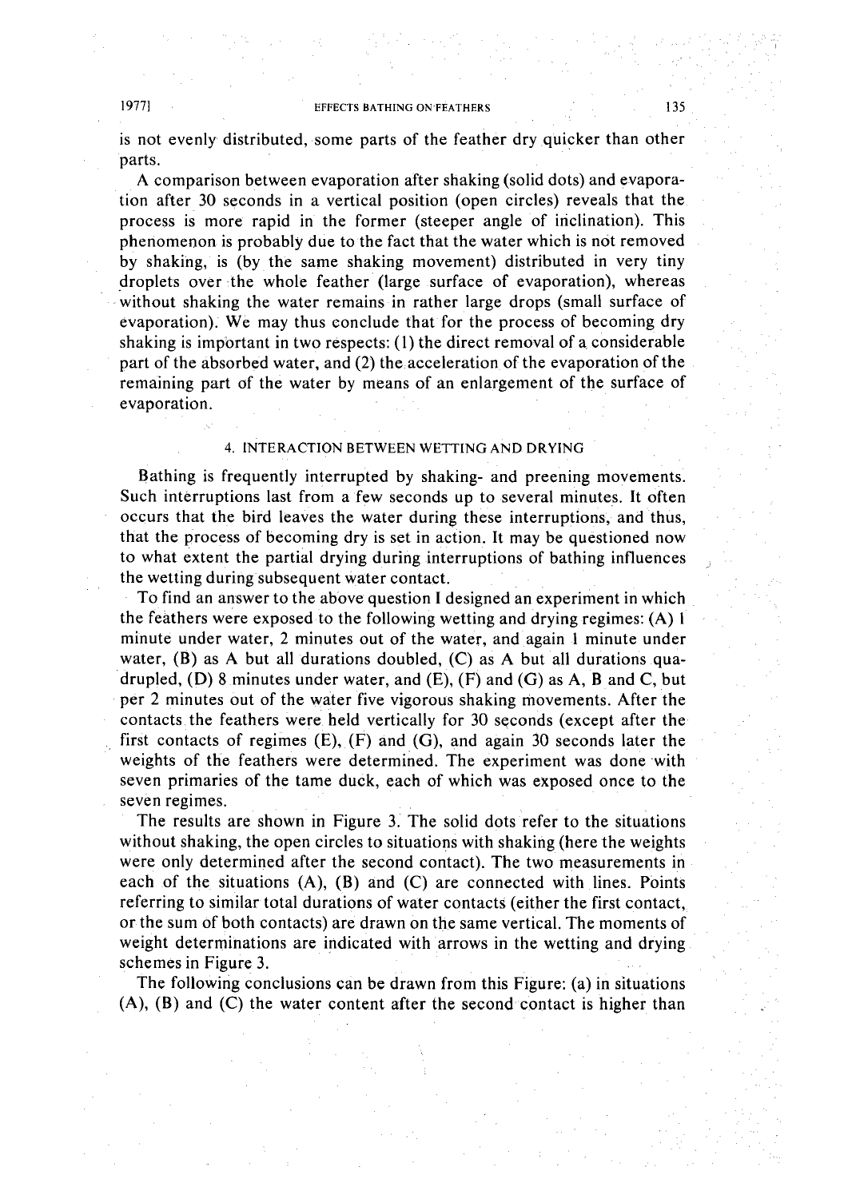is not evenly distributed, some parts of the feather dry quicker than other parts.

A comparison between evaporation after shaking (solid dots) and evaporation after 30 seconds in a vertical position (open circles) reveals that the process is more rapid in the former (steeper angle of inclination). This phenomenon is probably due to the fact that the water which is not removed by shaking, is (by the same shaking movement) distributed in very tiny droplets over the whole feather (large surface of evaporation), whereas without shaking the water remains in rather large drops (small surface of evaporation). We may thus conclude that for the process of becoming dry shaking is important in two respects: (1) the direct removal of a considerable part of the absorbed water, and (2) the acceleration of the evaporation of the remaining part of the water by means of an enlargement of the surface of evaporation.

## 4. INTERACTION BETWEEN WETTING AND DRYING

Bathing is frequently interrupted by shaking- and preening movements. Such interruptions last from a few seconds up to several minutes. It often occurs that the bird leaves the water during these interruptions, and thus, that the process of becoming dry is set in action. It may be questioned now to what extent the partial drying during interruptions of bathing influences the wetting during subsequent water contact.

To find an answer to the above question I designed an experiment in which the feathers were exposed to the following wetting and drying regimes: (A) 1 minute under water, 2 minutes out of the water, and again 1 minute under water, (B) as A but all durations doubled, (C) as A but all durations quadrupled, (D) 8 minutes under water, and (E), (F) and (G) as A, B and C, but per 2 minutes out of the water five vigorous shaking movements. After the contacts the feathers were held vertically for 30 seconds (except after the first contacts of regimes (E), (F) and (G), and again 30 seconds later the weights of the feathers were determined. The experiment was done with seven primaries of the tame duck, each of which was exposed once to the seven regimes.

The results are shown in Figure 3. The solid dots refer to the situations without shaking, the open circles to situations with shaking (here the weights were only determined after the second contact). The two measurements in each of the situations (A), (B) and (C) are connected with lines. Points referring to similar total durations of water contacts (either the first contact, or the sum of both contacts) are drawn on the same vertical. The moments of weight determinations are indicated with arrows in the wetting and drying schemes in Figure 3.

The following conclusions can be drawn from this Figure: (a) in situations (A), (B) and (C) the water content after the second contact is higher than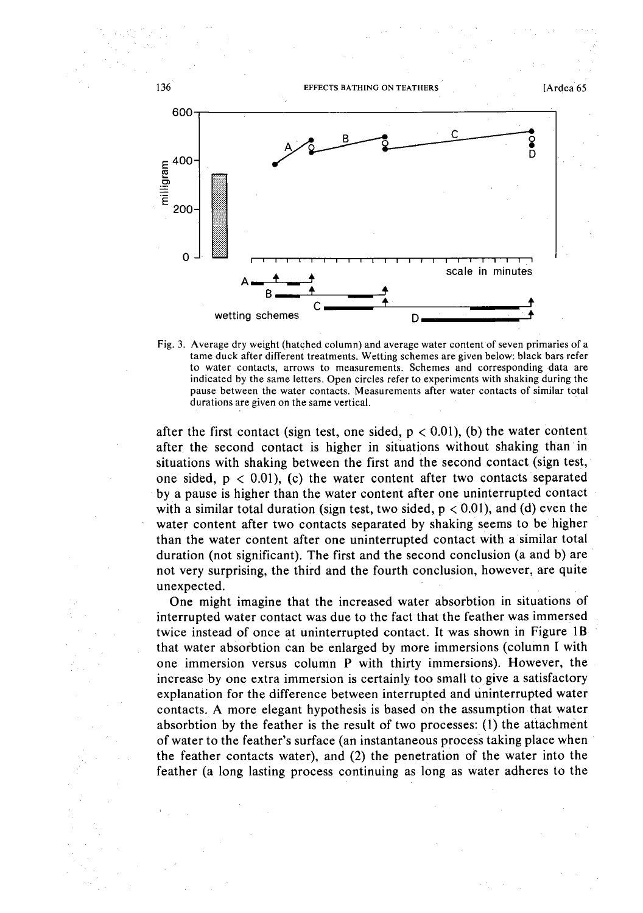Fig. 3. Average dry weight (hatched column) and average water content of seven primaries of a tame duck after different treatments. Wetting schemes are given below: black bars refer to water contacts, arrows to measurements. Schemes and corresponding data are indicated by the same letters. Open circles refer to experiments with shaking during the pause between the water contacts. Measurements after water contacts of similar total durations are given on the same vertical.

after the first contact (sign test, one sided, $p < 0.01$), (b) the water content after the second contact is higher in situations without shaking than in situations with shaking between the first and the second contact (sign test, one sided, $p < 0.01$), (c) the water content after two contacts separated by a pause is higher than the water content after one uninterrupted contact with a similar total duration (sign test, two sided, $p < 0.01$), and (d) even the water content after two contacts separated by shaking seems to be higher than the water content after one uninterrupted contact with a similar total duration (not significant). The first and the second conclusion (a and b) are not very surprising, the third and the fourth conclusion, however, are quite unexpected.

One might imagine that the increased water absorbtion in situations of interrupted water contact was due to the fact that the feather was immersed twice instead of once at uninterrupted contact. It was shown in Figure 1B that water absorbtion can be enlarged by more immersions (column I with one immersion versus column P with thirty immersions). However, the increase by one extra immersion is certainly too small to give a satisfactory explanation for the difference between interrupted and uninterrupted water contacts. A more elegant hypothesis is based on the assumption that water absorbtion by the feather is the result of two processes: (1) the attachment of water to the feather's surface (an instantaneous process taking place when the feather contacts water), and (2) the penetration of the water into the feather (a long lasting process continuing as long as water adheres to the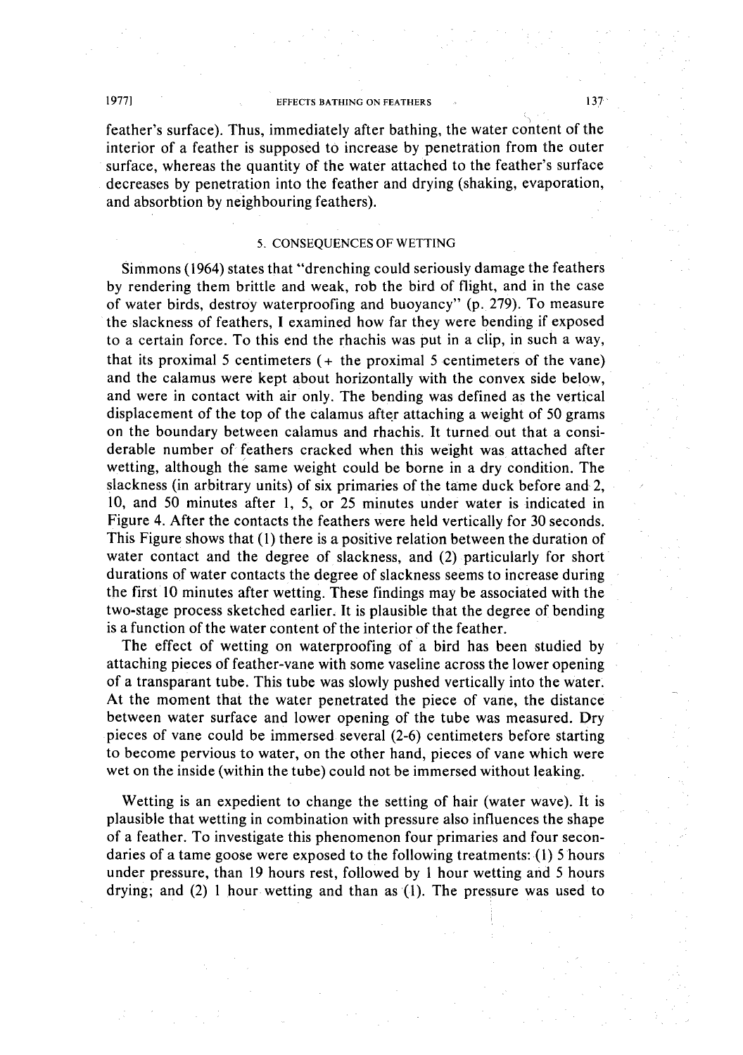feather's surface). Thus, immediately after bathing, the water content of the interior of a feather is supposed to increase by penetration from the outer surface, whereas the quantity of the water attached to the feather's surface decreases by penetration into the feather and drying (shaking, evaporation, and absorbtion by neighbouring feathers).

## 5. CONSEQUENCES OF WETTING

Simmons (1964) states that "drenching could seriously damage the feathers by rendering them brittle and weak, rob the bird of flight, and in the case of water birds, destroy waterproofing and buoyancy" (p. 279). To measure the slackness of feathers, I examined how far they were bending if exposed to a certain force. To this end the rhachis was put in a clip, in such a way, that its proximal 5 centimeters (+ the proximal 5 centimeters of the vane) and the calamus were kept about horizontally with the convex side below, and were in contact with air only. The bending was defined as the vertical displacement of the top of the calamus after attaching a weight of 50 grams on the boundary between calamus and rhachis. It turned out that a considerable number of feathers cracked when this weight was attached after wetting, although the same weight could be borne in a dry condition. The slackness (in arbitrary units) of six primaries of the tame duck before and 2, 10, and 50 minutes after 1, 5, or 25 minutes under water is indicated in Figure 4. After the contacts the feathers were held vertically for 30 seconds. This Figure shows that (1) there is a positive relation between the duration of water contact and the degree of slackness, and (2) particularly for short durations of water contacts the degree of slackness seems to increase during the first 10 minutes after wetting. These findings may be associated with the two-stage process sketched earlier. It is plausible that the degree of bending is a function of the water content of the interior of the feather.

The effect of wetting on waterproofing of a bird has been studied by attaching pieces of feather-vane with some vaseline across the lower opening of a transparant tube. This tube was slowly pushed vertically into the water. At the moment that the water penetrated the piece of vane, the distance between water surface and lower opening of the tube was measured. Dry pieces of vane could be immersed several (2-6) centimeters before starting to become pervious to water, on the other hand, pieces of vane which were wet on the inside (within the tube) could not be immersed without leaking.

Wetting is an expedient to change the setting of hair (water wave). It is plausible that wetting in combination with pressure also influences the shape of a feather. To investigate this phenomenon four primaries and four secondaries of a tame goose were exposed to the following treatments: (1) 5 hours under pressure, than 19 hours rest, followed by 1 hour wetting and 5 hours drying; and (2) 1 hour wetting and than as (1). The pressure was used to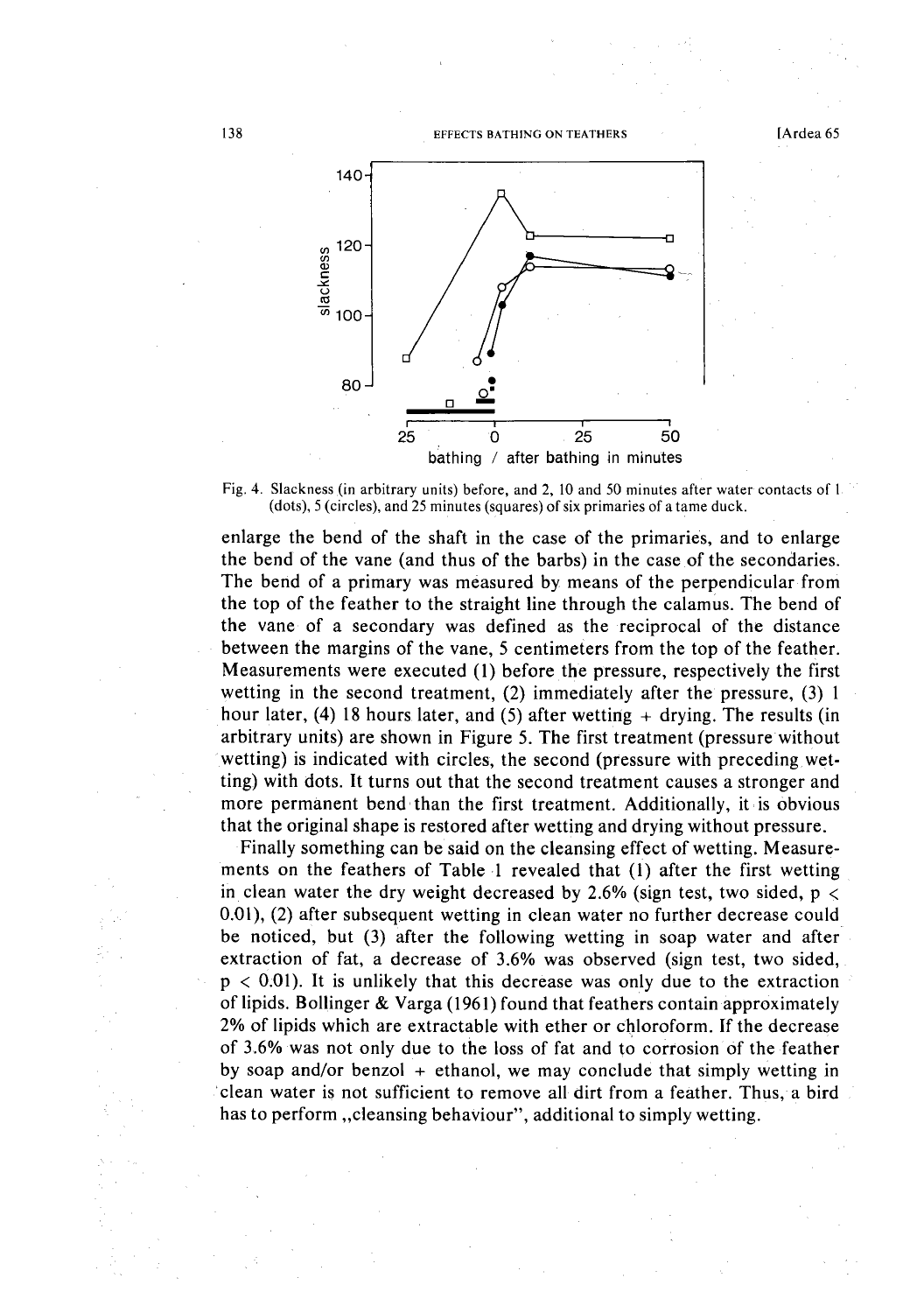Fig. 4. Slackness (in arbitrary units) before, and 2, 10 and 50 minutes after water contacts of 1 (dots), 5 (circles), and 25 minutes (squares) of six primaries of a tame duck.

enlarge the bend of the shaft in the case of the primaries, and to enlarge the bend of the vane (and thus of the barbs) in the case of the secondaries. The bend of a primary was measured by means of the perpendicular from the top of the feather to the straight line through the calamus. The bend of the vane of a secondary was defined as the reciprocal of the distance between the margins of the vane, 5 centimeters from the top of the feather. Measurements were executed (1) before the pressure, respectively the first wetting in the second treatment, (2) immediately after the pressure, (3) 1 hour later, (4) 18 hours later, and (5) after wetting + drying. The results (in arbitrary units) are shown in Figure 5. The first treatment (pressure without wetting) is indicated with circles, the second (pressure with preceding wetting) with dots. It turns out that the second treatment causes a stronger and more permanent bend than the first treatment. Additionally, it is obvious that the original shape is restored after wetting and drying without pressure.

Finally something can be said on the cleansing effect of wetting. Measurements on the feathers of Table 1 revealed that (1) after the first wetting in clean water the dry weight decreased by 2.6% (sign test, two sided, $p < 0.01$), (2) after subsequent wetting in clean water no further decrease could be noticed, but (3) after the following wetting in soap water and after extraction of fat, a decrease of 3.6% was observed (sign test, two sided, $p < 0.01$). It is unlikely that this decrease was only due to the extraction of lipids. Bollinger & Varga (1961) found that feathers contain approximately 2% of lipids which are extractable with ether or chloroform. If the decrease of 3.6% was not only due to the loss of fat and to corrosion of the feather by soap and/or benzol + ethanol, we may conclude that simply wetting in clean water is not sufficient to remove all dirt from a feather. Thus, a bird has to perform „cleansing behaviour", additional to simply wetting.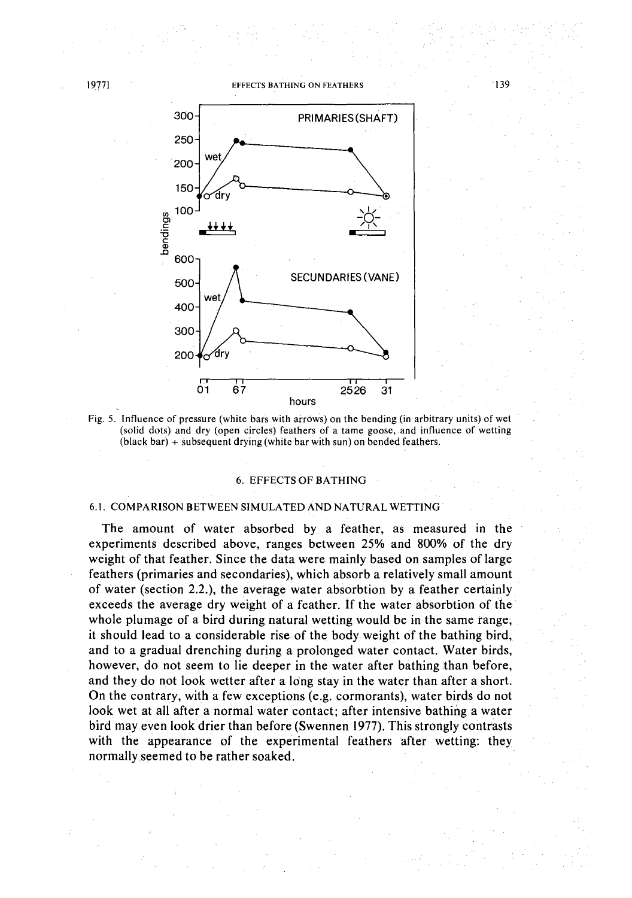Fig. 5. Influence of pressure (white bars with arrows) on the bending (in arbitrary units) of wet (solid dots) and dry (open circles) feathers of a tame goose, and influence of wetting (black bar) + subsequent drying (white bar with sun) on bended feathers.

## 6. EFFECTS OF BATHING

### 6.1. COMPARISON BETWEEN SIMULATED AND NATURAL WETTING

The amount of water absorbed by a feather, as measured in the experiments described above, ranges between 25% and 800% of the dry weight of that feather. Since the data were mainly based on samples of large feathers (primaries and secondaries), which absorb a relatively small amount of water (section 2.2.), the average water absorbtion by a feather certainly exceeds the average dry weight of a feather. If the water absorbtion of the whole plumage of a bird during natural wetting would be in the same range, it should lead to a considerable rise of the body weight of the bathing bird, and to a gradual drenching during a prolonged water contact. Water birds, however, do not seem to lie deeper in the water after bathing than before, and they do not look wetter after a long stay in the water than after a short. On the contrary, with a few exceptions (e.g. cormorants), water birds do not look wet at all after a normal water contact; after intensive bathing a water bird may even look drier than before (Swennen 1977). This strongly contrasts with the appearance of the experimental feathers after wetting: they normally seemed to be rather soaked.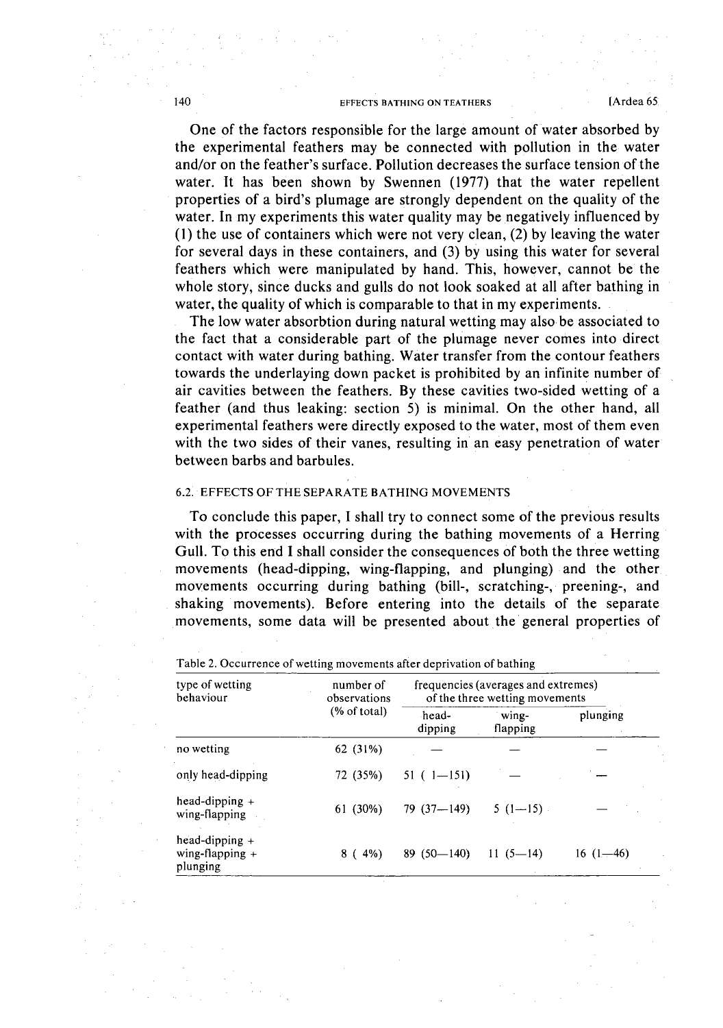One of the factors responsible for the large amount of water absorbed by the experimental feathers may be connected with pollution in the water and/or on the feather's surface. Pollution decreases the surface tension of the water. It has been shown by Swennen (1977) that the water repellent properties of a bird's plumage are strongly dependent on the quality of the water. In my experiments this water quality may be negatively influenced by (1) the use of containers which were not very clean, (2) by leaving the water for several days in these containers, and (3) by using this water for several feathers which were manipulated by hand. This, however, cannot be the whole story, since ducks and gulls do not look soaked at all after bathing in water, the quality of which is comparable to that in my experiments.

The low water absorbtion during natural wetting may also be associated to the fact that a considerable part of the plumage never comes into direct contact with water during bathing. Water transfer from the contour feathers towards the underlaying down packet is prohibited by an infinite number of air cavities between the feathers. By these cavities two-sided wetting of a feather (and thus leaking: section 5) is minimal. On the other hand, all experimental feathers were directly exposed to the water, most of them even with the two sides of their vanes, resulting in an easy penetration of water between barbs and barbules.

### 6.2. EFFECTS OF THE SEPARATE BATHING MOVEMENTS

To conclude this paper, I shall try to connect some of the previous results with the processes occurring during the bathing movements of a Herring Gull. To this end I shall consider the consequences of both the three wetting movements (head-dipping, wing-flapping, and plunging) and the other movements occurring during bathing (bill-, scratching-, preening-, and shaking movements). Before entering into the details of the separate movements, some data will be presented about the general properties of

Table 2. Occurrence of wetting movements after deprivation of bathing

| type of wetting behaviour | number of observations (% of total) | frequencies (averages and extremes) of the three wetting movements | | |
|---|---|---|---|---|
| | | head-dipping | wing-flapping | plunging |
| no wetting | 62 (31%) | — | — | — |
| only head-dipping | 72 (35%) | 51 ( 1—151) | — | — |
| head-dipping + wing-flapping | 61 (30%) | 79 (37—149) | 5 (1—15) | — |
| head-dipping + wing-flapping + plunging | 8 ( 4%) | 89 (50—140) | 11 (5—14) | 16 (1—46) |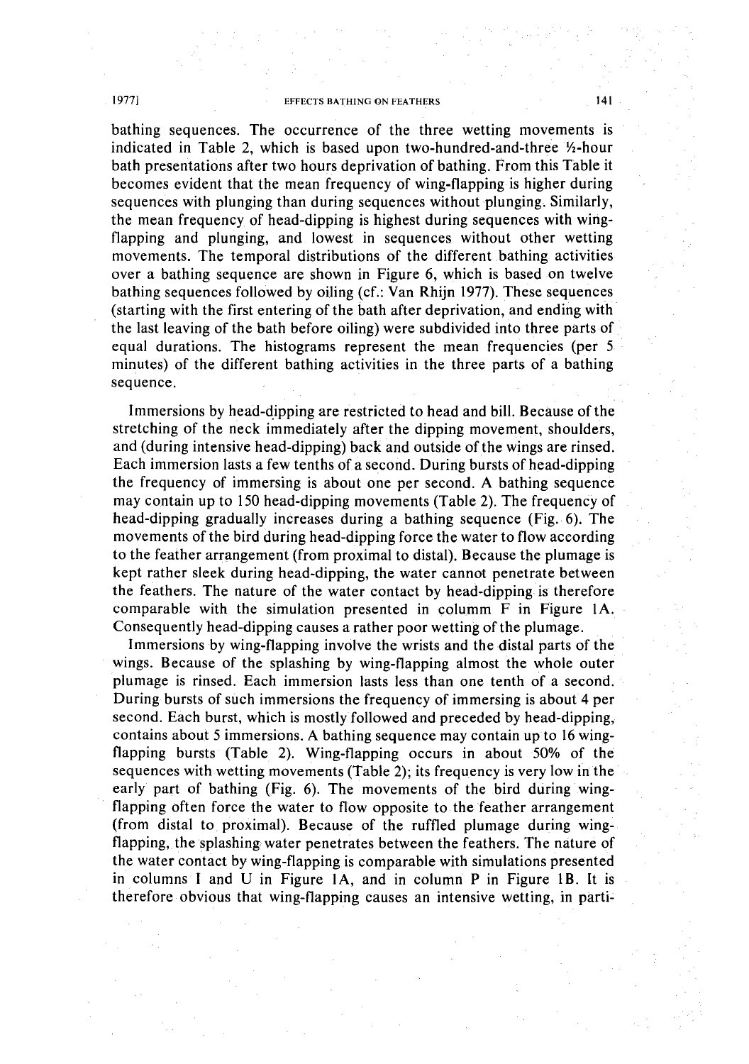bathing sequences. The occurrence of the three wetting movements is indicated in Table 2, which is based upon two-hundred-and-three ½-hour bath presentations after two hours deprivation of bathing. From this Table it becomes evident that the mean frequency of wing-flapping is higher during sequences with plunging than during sequences without plunging. Similarly, the mean frequency of head-dipping is highest during sequences with wing-flapping and plunging, and lowest in sequences without other wetting movements. The temporal distributions of the different bathing activities over a bathing sequence are shown in Figure 6, which is based on twelve bathing sequences followed by oiling (cf.: Van Rhijn 1977). These sequences (starting with the first entering of the bath after deprivation, and ending with the last leaving of the bath before oiling) were subdivided into three parts of equal durations. The histograms represent the mean frequencies (per 5 minutes) of the different bathing activities in the three parts of a bathing sequence.

Immersions by head-dipping are restricted to head and bill. Because of the stretching of the neck immediately after the dipping movement, shoulders, and (during intensive head-dipping) back and outside of the wings are rinsed. Each immersion lasts a few tenths of a second. During bursts of head-dipping the frequency of immersing is about one per second. A bathing sequence may contain up to 150 head-dipping movements (Table 2). The frequency of head-dipping gradually increases during a bathing sequence (Fig. 6). The movements of the bird during head-dipping force the water to flow according to the feather arrangement (from proximal to distal). Because the plumage is kept rather sleek during head-dipping, the water cannot penetrate between the feathers. The nature of the water contact by head-dipping is therefore comparable with the simulation presented in columm F in Figure 1A. Consequently head-dipping causes a rather poor wetting of the plumage.

Immersions by wing-flapping involve the wrists and the distal parts of the wings. Because of the splashing by wing-flapping almost the whole outer plumage is rinsed. Each immersion lasts less than one tenth of a second. During bursts of such immersions the frequency of immersing is about 4 per second. Each burst, which is mostly followed and preceded by head-dipping, contains about 5 immersions. A bathing sequence may contain up to 16 wing-flapping bursts (Table 2). Wing-flapping occurs in about 50% of the sequences with wetting movements (Table 2); its frequency is very low in the early part of bathing (Fig. 6). The movements of the bird during wing-flapping often force the water to flow opposite to the feather arrangement (from distal to proximal). Because of the ruffled plumage during wing-flapping, the splashing water penetrates between the feathers. The nature of the water contact by wing-flapping is comparable with simulations presented in columns I and U in Figure 1A, and in column P in Figure 1B. It is therefore obvious that wing-flapping causes an intensive wetting, in parti-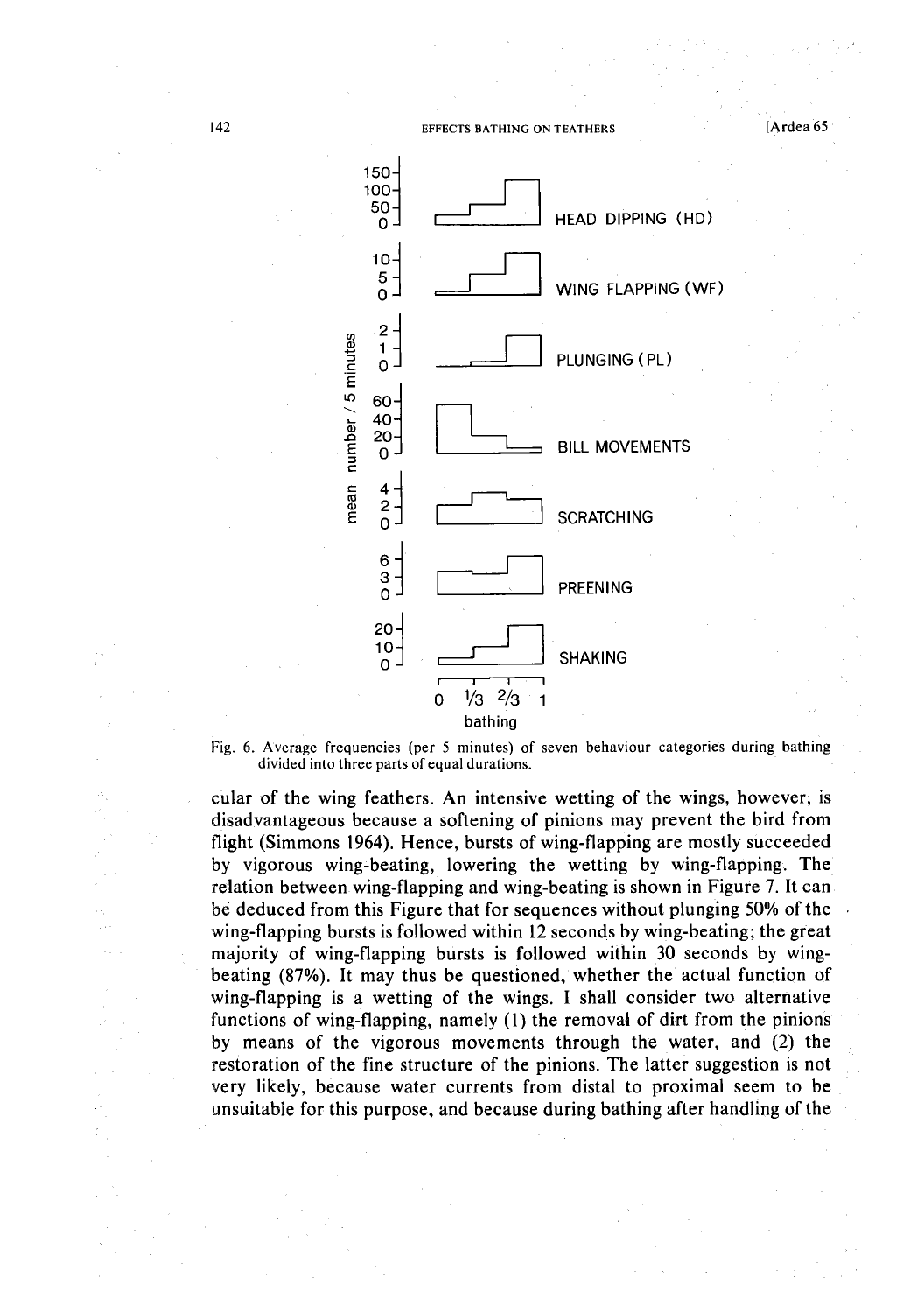Fig. 6. Average frequencies (per 5 minutes) of seven behaviour categories during bathing divided into three parts of equal durations.

cular of the wing feathers. An intensive wetting of the wings, however, is disadvantageous because a softening of pinions may prevent the bird from flight (Simmons 1964). Hence, bursts of wing-flapping are mostly succeeded by vigorous wing-beating, lowering the wetting by wing-flapping. The relation between wing-flapping and wing-beating is shown in Figure 7. It can be deduced from this Figure that for sequences without plunging 50% of the wing-flapping bursts is followed within 12 seconds by wing-beating; the great majority of wing-flapping bursts is followed within 30 seconds by wing-beating (87%). It may thus be questioned, whether the actual function of wing-flapping is a wetting of the wings. I shall consider two alternative functions of wing-flapping, namely (1) the removal of dirt from the pinions by means of the vigorous movements through the water, and (2) the restoration of the fine structure of the pinions. The latter suggestion is not very likely, because water currents from distal to proximal seem to be unsuitable for this purpose, and because during bathing after handling of the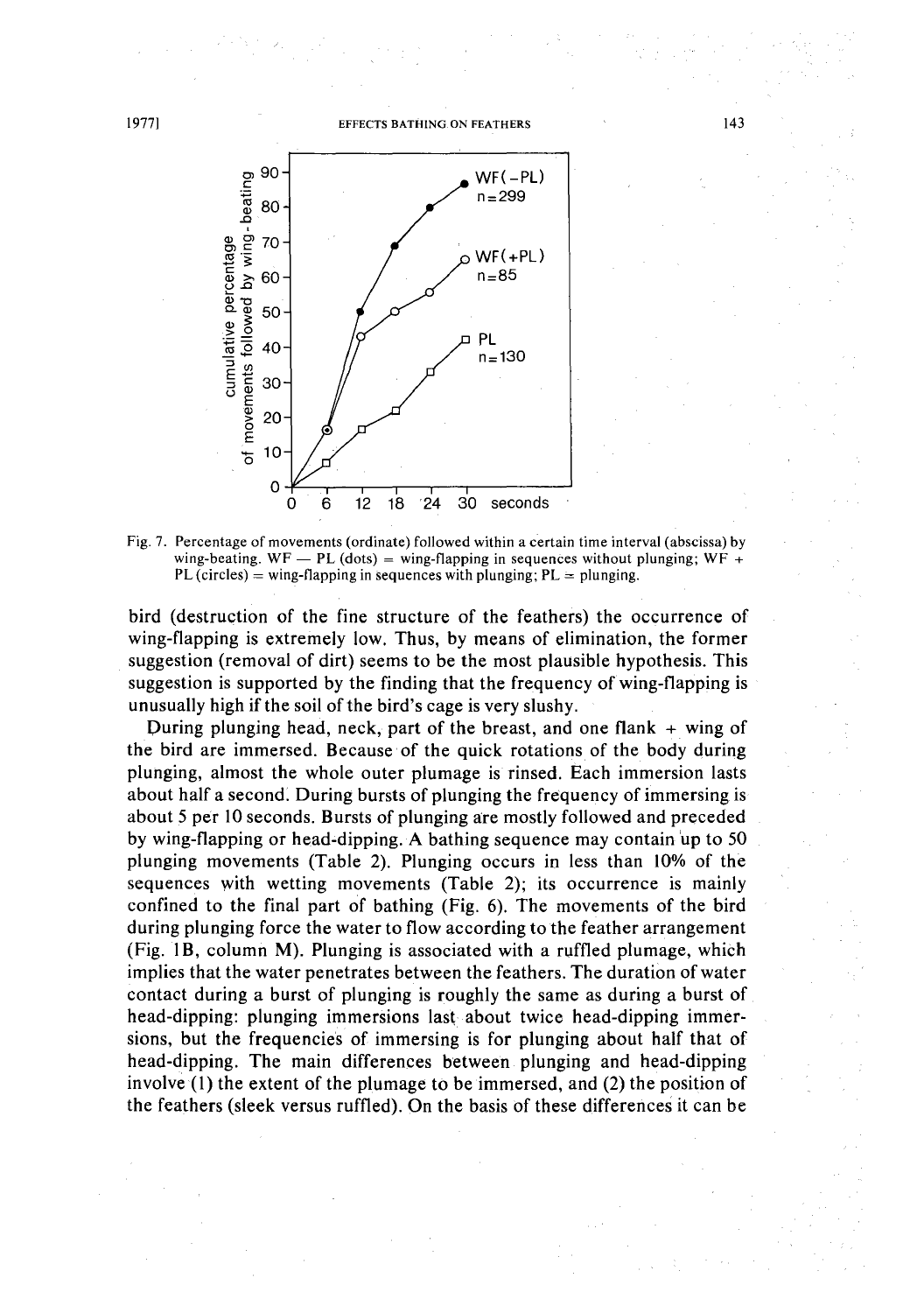Fig. 7. Percentage of movements (ordinate) followed within a certain time interval (abscissa) by wing-beating. WF — PL (dots) = wing-flapping in sequences without plunging; WF + PL (circles) = wing-flapping in sequences with plunging; PL = plunging.

bird (destruction of the fine structure of the feathers) the occurrence of wing-flapping is extremely low. Thus, by means of elimination, the former suggestion (removal of dirt) seems to be the most plausible hypothesis. This suggestion is supported by the finding that the frequency of wing-flapping is unusually high if the soil of the bird's cage is very slushy.

During plunging head, neck, part of the breast, and one flank + wing of the bird are immersed. Because of the quick rotations of the body during plunging, almost the whole outer plumage is rinsed. Each immersion lasts about half a second. During bursts of plunging the frequency of immersing is about 5 per 10 seconds. Bursts of plunging are mostly followed and preceded by wing-flapping or head-dipping. A bathing sequence may contain up to 50 plunging movements (Table 2). Plunging occurs in less than 10% of the sequences with wetting movements (Table 2); its occurrence is mainly confined to the final part of bathing (Fig. 6). The movements of the bird during plunging force the water to flow according to the feather arrangement (Fig. 1B, column M). Plunging is associated with a ruffled plumage, which implies that the water penetrates between the feathers. The duration of water contact during a burst of plunging is roughly the same as during a burst of head-dipping: plunging immersions last about twice head-dipping immersions, but the frequencies of immersing is for plunging about half that of head-dipping. The main differences between plunging and head-dipping involve (1) the extent of the plumage to be immersed, and (2) the position of the feathers (sleek versus ruffled). On the basis of these differences it can be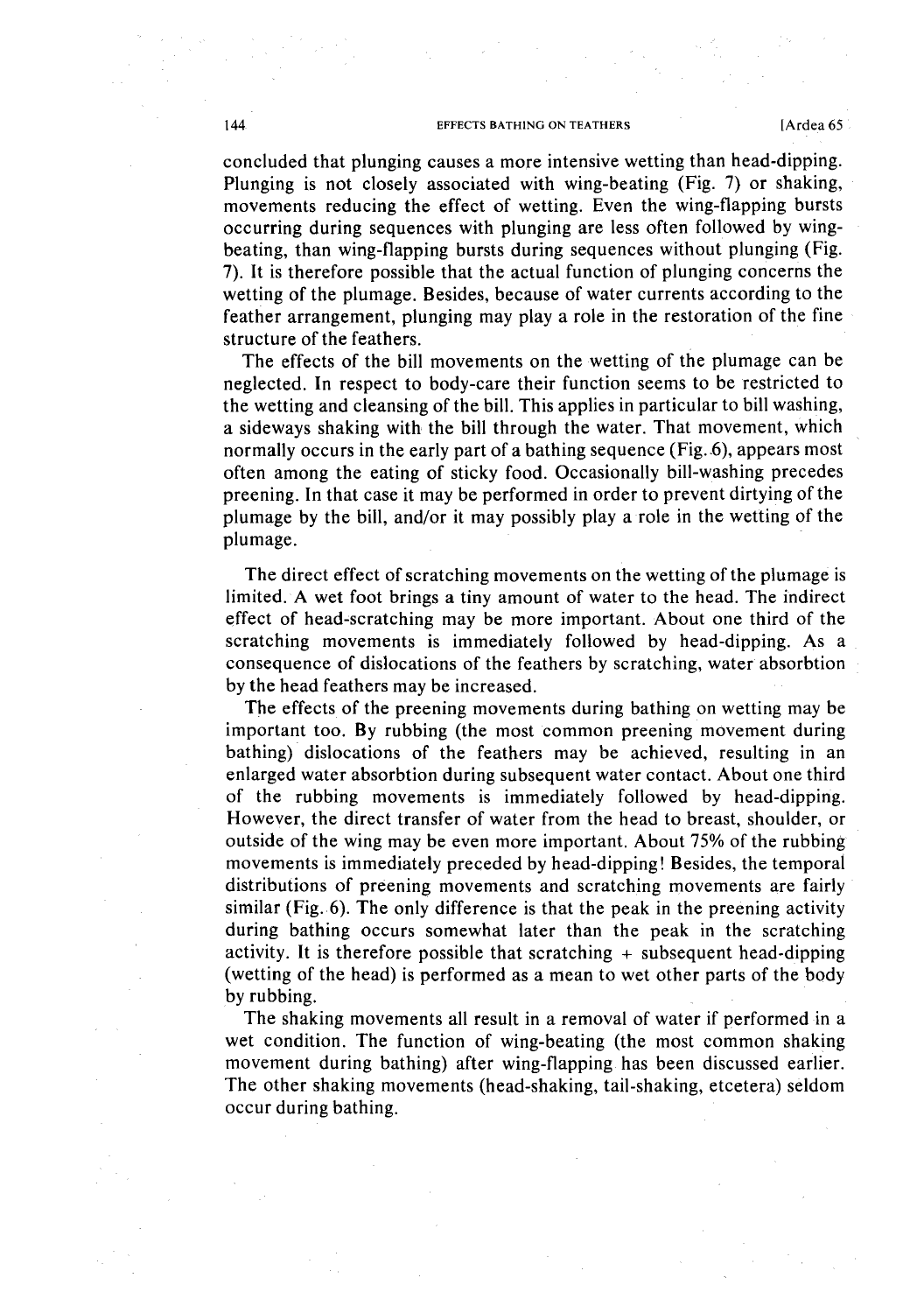concluded that plunging causes a more intensive wetting than head-dipping. Plunging is not closely associated with wing-beating (Fig. 7) or shaking, movements reducing the effect of wetting. Even the wing-flapping bursts occurring during sequences with plunging are less often followed by wing-beating, than wing-flapping bursts during sequences without plunging (Fig. 7). It is therefore possible that the actual function of plunging concerns the wetting of the plumage. Besides, because of water currents according to the feather arrangement, plunging may play a role in the restoration of the fine structure of the feathers.

The effects of the bill movements on the wetting of the plumage can be neglected. In respect to body-care their function seems to be restricted to the wetting and cleansing of the bill. This applies in particular to bill washing, a sideways shaking with the bill through the water. That movement, which normally occurs in the early part of a bathing sequence (Fig. 6), appears most often among the eating of sticky food. Occasionally bill-washing precedes preening. In that case it may be performed in order to prevent dirtying of the plumage by the bill, and/or it may possibly play a role in the wetting of the plumage.

The direct effect of scratching movements on the wetting of the plumage is limited. A wet foot brings a tiny amount of water to the head. The indirect effect of head-scratching may be more important. About one third of the scratching movements is immediately followed by head-dipping. As a consequence of dislocations of the feathers by scratching, water absorbtion by the head feathers may be increased.

The effects of the preening movements during bathing on wetting may be important too. By rubbing (the most common preening movement during bathing) dislocations of the feathers may be achieved, resulting in an enlarged water absorbtion during subsequent water contact. About one third of the rubbing movements is immediately followed by head-dipping. However, the direct transfer of water from the head to breast, shoulder, or outside of the wing may be even more important. About 75% of the rubbing movements is immediately preceded by head-dipping! Besides, the temporal distributions of preening movements and scratching movements are fairly similar (Fig. 6). The only difference is that the peak in the preening activity during bathing occurs somewhat later than the peak in the scratching activity. It is therefore possible that scratching + subsequent head-dipping (wetting of the head) is performed as a mean to wet other parts of the body by rubbing.

The shaking movements all result in a removal of water if performed in a wet condition. The function of wing-beating (the most common shaking movement during bathing) after wing-flapping has been discussed earlier. The other shaking movements (head-shaking, tail-shaking, etcetera) seldom occur during bathing.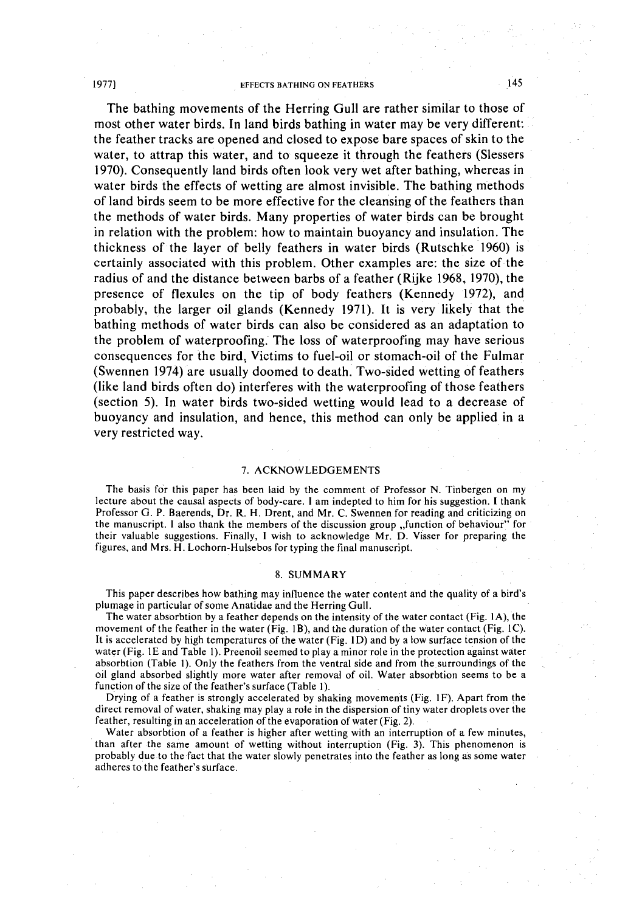The bathing movements of the Herring Gull are rather similar to those of most other water birds. In land birds bathing in water may be very different: the feather tracks are opened and closed to expose bare spaces of skin to the water, to attrap this water, and to squeeze it through the feathers (Slessers 1970). Consequently land birds often look very wet after bathing, whereas in water birds the effects of wetting are almost invisible. The bathing methods of land birds seem to be more effective for the cleansing of the feathers than the methods of water birds. Many properties of water birds can be brought in relation with the problem: how to maintain buoyancy and insulation. The thickness of the layer of belly feathers in water birds (Rutschke 1960) is certainly associated with this problem. Other examples are: the size of the radius of and the distance between barbs of a feather (Rijke 1968, 1970), the presence of flexules on the tip of body feathers (Kennedy 1972), and probably, the larger oil glands (Kennedy 1971). It is very likely that the bathing methods of water birds can also be considered as an adaptation to the problem of waterproofing. The loss of waterproofing may have serious consequences for the bird. Victims to fuel-oil or stomach-oil of the Fulmar (Swennen 1974) are usually doomed to death. Two-sided wetting of feathers (like land birds often do) interferes with the waterproofing of those feathers (section 5). In water birds two-sided wetting would lead to a decrease of buoyancy and insulation, and hence, this method can only be applied in a very restricted way.

## 7. ACKNOWLEDGEMENTS

The basis for this paper has been laid by the comment of Professor N. Tinbergen on my lecture about the causal aspects of body-care. I am indepted to him for his suggestion. I thank Professor G. P. Baerends, Dr. R. H. Drent, and Mr. C. Swennen for reading and criticizing on the manuscript. I also thank the members of the discussion group „function of behaviour" for their valuable suggestions. Finally, I wish to acknowledge Mr. D. Visser for preparing the figures, and Mrs. H. Lochorn-Hulsebos for typing the final manuscript.

## 8. SUMMARY

This paper describes how bathing may influence the water content and the quality of a bird's plumage in particular of some Anatidae and the Herring Gull.

The water absorbtion by a feather depends on the intensity of the water contact (Fig. 1A), the movement of the feather in the water (Fig. 1B), and the duration of the water contact (Fig. 1C). It is accelerated by high temperatures of the water (Fig. 1D) and by a low surface tension of the water (Fig. 1E and Table 1). Preenoil seemed to play a minor role in the protection against water absorbtion (Table 1). Only the feathers from the ventral side and from the surroundings of the oil gland absorbed slightly more water after removal of oil. Water absorbtion seems to be a function of the size of the feather's surface (Table 1).

Drying of a feather is strongly accelerated by shaking movements (Fig. 1F). Apart from the direct removal of water, shaking may play a role in the dispersion of tiny water droplets over the feather, resulting in an acceleration of the evaporation of water (Fig. 2).

Water absorbtion of a feather is higher after wetting with an interruption of a few minutes, than after the same amount of wetting without interruption (Fig. 3). This phenomenon is probably due to the fact that the water slowly penetrates into the feather as long as some water adheres to the feather's surface.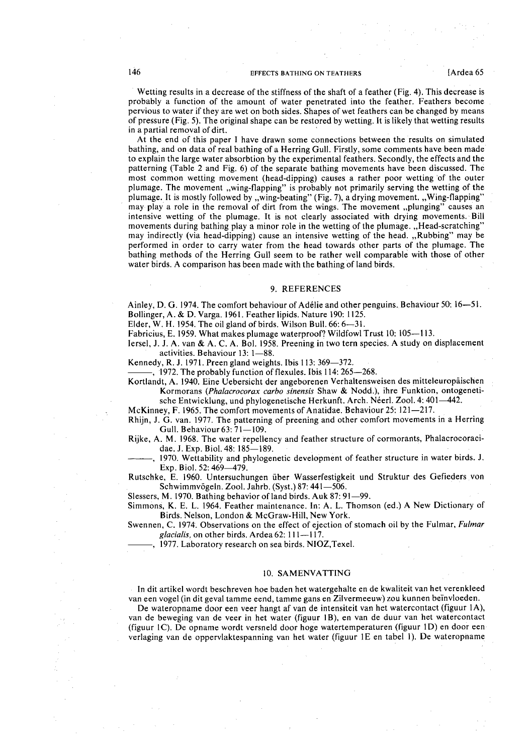Wetting results in a decrease of the stiffness of the shaft of a feather (Fig. 4). This decrease is probably a function of the amount of water penetrated into the feather. Feathers become pervious to water if they are wet on both sides. Shapes of wet feathers can be changed by means of pressure (Fig. 5). The original shape can be restored by wetting. It is likely that wetting results in a partial removal of dirt.

At the end of this paper I have drawn some connections between the results on simulated bathing, and on data of real bathing of a Herring Gull. Firstly, some comments have been made to explain the large water absorbtion by the experimental feathers. Secondly, the effects and the patterning (Table 2 and Fig. 6) of the separate bathing movements have been discussed. The most common wetting movement (head-dipping) causes a rather poor wetting of the outer plumage. The movement „wing-flapping" is probably not primarily serving the wetting of the plumage. It is mostly followed by „wing-beating" (Fig. 7), a drying movement. „Wing-flapping" may play a role in the removal of dirt from the wings. The movement „plunging" causes an intensive wetting of the plumage. It is not clearly associated with drying movements. Bill movements during bathing play a minor role in the wetting of the plumage. „Head-scratching" may indirectly (via head-dipping) cause an intensive wetting of the head. „Rubbing" may be performed in order to carry water from the head towards other parts of the plumage. The bathing methods of the Herring Gull seem to be rather well comparable with those of other water birds. A comparison has been made with the bathing of land birds.

## 9. REFERENCES

Ainley, D. G. 1974. The comfort behaviour of Adélie and other penguins. Behaviour 50: 16—51.

Bollinger, A. & D. Varga. 1961. Feather lipids. Nature 190: 1125.

Elder, W. H. 1954. The oil gland of birds. Wilson Bull. 66: 6—31.

Fabricius, E. 1959. What makes plumage waterproof? Wildfowl Trust 10: 105—113.

Iersel, J. J. A. van & A. C. A. Bol. 1958. Preening in two tern species. A study on displacement activities. Behaviour 13: 1—88.

Kennedy, R. J. 1971. Preen gland weights. Ibis 113: 369—372.

———, 1972. The probably function of flexules. Ibis 114: 265—268.

Kortlandt, A. 1940. Eine Uebersicht der angeborenen Verhaltensweisen des mitteleuropäischen Kormorans (*Phalacrocorax carbo sinensis* Shaw & Nodd.), ihre Funktion, ontogenetische Entwicklung, und phylogenetische Herkunft. Arch. Néerl. Zool. 4: 401—442.

McKinney, F. 1965. The comfort movements of Anatidae. Behaviour 25: 121—217.

Rhijn, J. G. van. 1977. The patterning of preening and other comfort movements in a Herring Gull. Behaviour 63: 71—109.

Rijke, A. M. 1968. The water repellency and feather structure of cormorants, Phalacrocoracidae. J. Exp. Biol. 48: 185—189.

———, 1970. Wettability and phylogenetic development of feather structure in water birds. J. Exp. Biol. 52: 469—479.

Rutschke, E. 1960. Untersuchungen über Wasserfestigkeit und Struktur des Gefieders von Schwimmvögeln. Zool. Jahrb. (Syst.) 87: 441—506.

Slessers, M. 1970. Bathing behavior of land birds. Auk 87: 91—99.

Simmons, K. E. L. 1964. Feather maintenance. In: A. L. Thomson (ed.) A New Dictionary of Birds. Nelson, London & McGraw-Hill, New York.

Swennen, C. 1974. Observations on the effect of ejection of stomach oil by the Fulmar, *Fulmar glacialis*, on other birds. Ardea 62: 111—117.

———, 1977. Laboratory research on sea birds. NIOZ, Texel.

## 10. SAMENVATTING

In dit artikel wordt beschreven hoe baden het watergehalte en de kwaliteit van het verenkleed van een vogel (in dit geval tamme eend, tamme gans en Zilvermeeuw) zou kunnen beïnvloeden.

De wateropname door een veer hangt af van de intensiteit van het watercontact (figuur 1A), van de beweging van de veer in het water (figuur 1B), en van de duur van het watercontact (figuur 1C). De opname wordt versneld door hoge watertemperaturen (figuur 1D) en door een verlaging van de oppervlaktespanning van het water (figuur 1E en tabel 1). De wateropname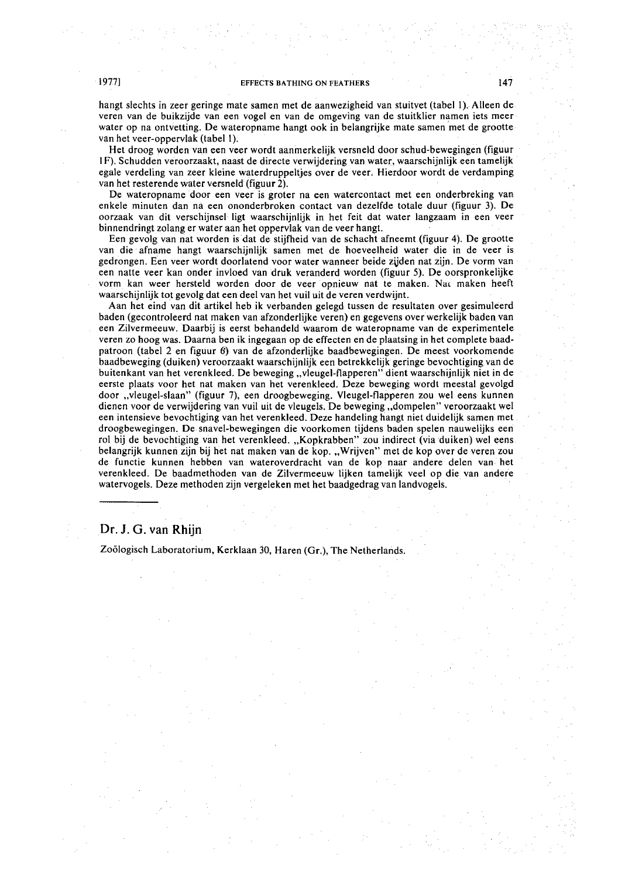hangt slechts in zeer geringe mate samen met de aanwezigheid van stuitvet (tabel 1). Alleen de veren van de buikzijde van een vogel en van de omgeving van de stuitklier namen iets meer water op na ontvetting. De wateropname hangt ook in belangrijke mate samen met de grootte van het veer-oppervlak (tabel 1).

Het droog worden van een veer wordt aanmerkelijk versneld door schud-bewegingen (figuur 1F). Schudden veroorzaakt, naast de directe verwijdering van water, waarschijnlijk een tamelijk egale verdeling van zeer kleine waterdruppeltjes over de veer. Hierdoor wordt de verdamping van het resterende water versneld (figuur 2).

De wateropname door een veer is groter na een watercontact met een onderbreking van enkele minuten dan na een ononderbroken contact van dezelfde totale duur (figuur 3). De oorzaak van dit verschijnsel ligt waarschijnlijk in het feit dat water langzaam in een veer binnendringt zolang er water aan het oppervlak van de veer hangt.

Een gevolg van nat worden is dat de stijfheid van de schacht afneemt (figuur 4). De grootte van die afname hangt waarschijnlijk samen met de hoeveelheid water die in de veer is gedrongen. Een veer wordt doorlatend voor water wanneer beide zijden nat zijn. De vorm van een natte veer kan onder invloed van druk veranderd worden (figuur 5). De oorspronkelijke vorm kan weer hersteld worden door de veer opnieuw nat te maken. Nat maken heeft waarschijnlijk tot gevolg dat een deel van het vuil uit de veren verdwijnt.

Aan het eind van dit artikel heb ik verbanden gelegd tussen de resultaten over gesimuleerd baden (gecontroleerd nat maken van afzonderlijke veren) en gegevens over werkelijk baden van een Zilvermeeuw. Daarbij is eerst behandeld waarom de wateropname van de experimentele veren zo hoog was. Daarna ben ik ingegaan op de effecten en de plaatsing in het complete baadpatroon (tabel 2 en figuur 6) van de afzonderlijke baadbewegingen. De meest voorkomende baadbeweging (duiken) veroorzaakt waarschijnlijk een betrekkelijk geringe bevochtiging van de buitenkant van het verenkleed. De beweging „vleugel-flapperen" dient waarschijnlijk niet in de eerste plaats voor het nat maken van het verenkleed. Deze beweging wordt meestal gevolgd door „vleugel-slaan" (figuur 7), een droogbeweging. Vleugel-flapperen zou wel eens kunnen dienen voor de verwijdering van vuil uit de vleugels. De beweging „dompelen" veroorzaakt wel een intensieve bevochtiging van het verenkleed. Deze handeling hangt niet duidelijk samen met droogbewegingen. De snavel-bewegingen die voorkomen tijdens baden spelen nauwelijks een rol bij de bevochtiging van het verenkleed. „Kopkrabben" zou indirect (via duiken) wel eens belangrijk kunnen zijn bij het nat maken van de kop. „Wrijven" met de kop over de veren zou de functie kunnen hebben van wateroverdracht van de kop naar andere delen van het verenkleed. De baadmethoden van de Zilvermeeuw lijken tamelijk veel op die van andere watervogels. Deze methoden zijn vergeleken met het baadgedrag van landvogels.

---

Dr. J. G. van Rhijn

Zoölogisch Laboratorium, Kerklaan 30, Haren (Gr.), The Netherlands.